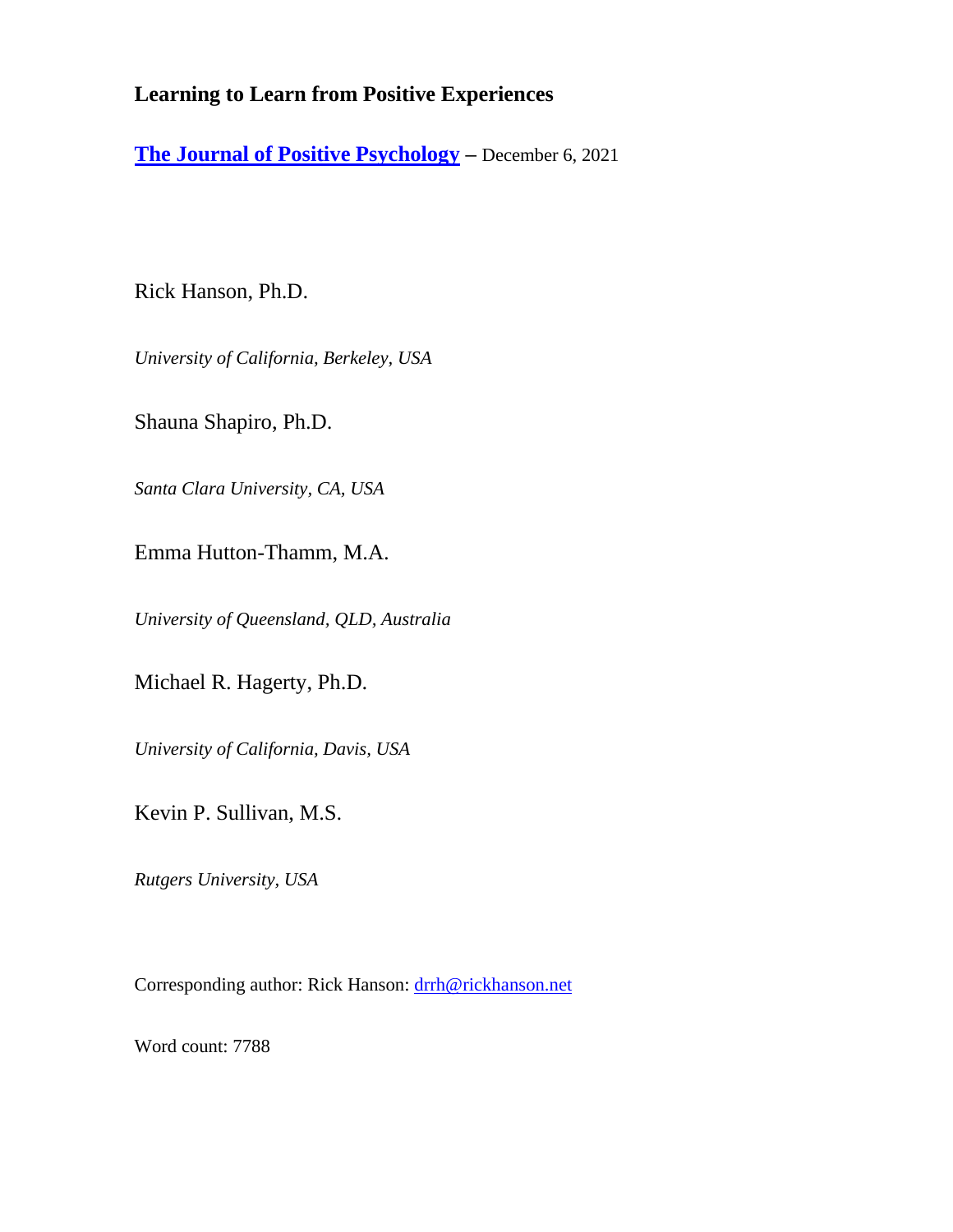# Learning to Learn from Positive Experiences

**[The Journal of Positive Psychology](#)** – December 6, 2021

Rick Hanson, Ph.D.

*University of California, Berkeley, USA*

Shauna Shapiro, Ph.D.

*Santa Clara University, CA, USA*

Emma Hutton-Thamm, M.A.

*University of Queensland, QLD, Australia*

Michael R. Hagerty, Ph.D.

*University of California, Davis, USA*

Kevin P. Sullivan, M.S.

*Rutgers University, USA*

Corresponding author: Rick Hanson: drrh@rickhanson.net

Word count: 7788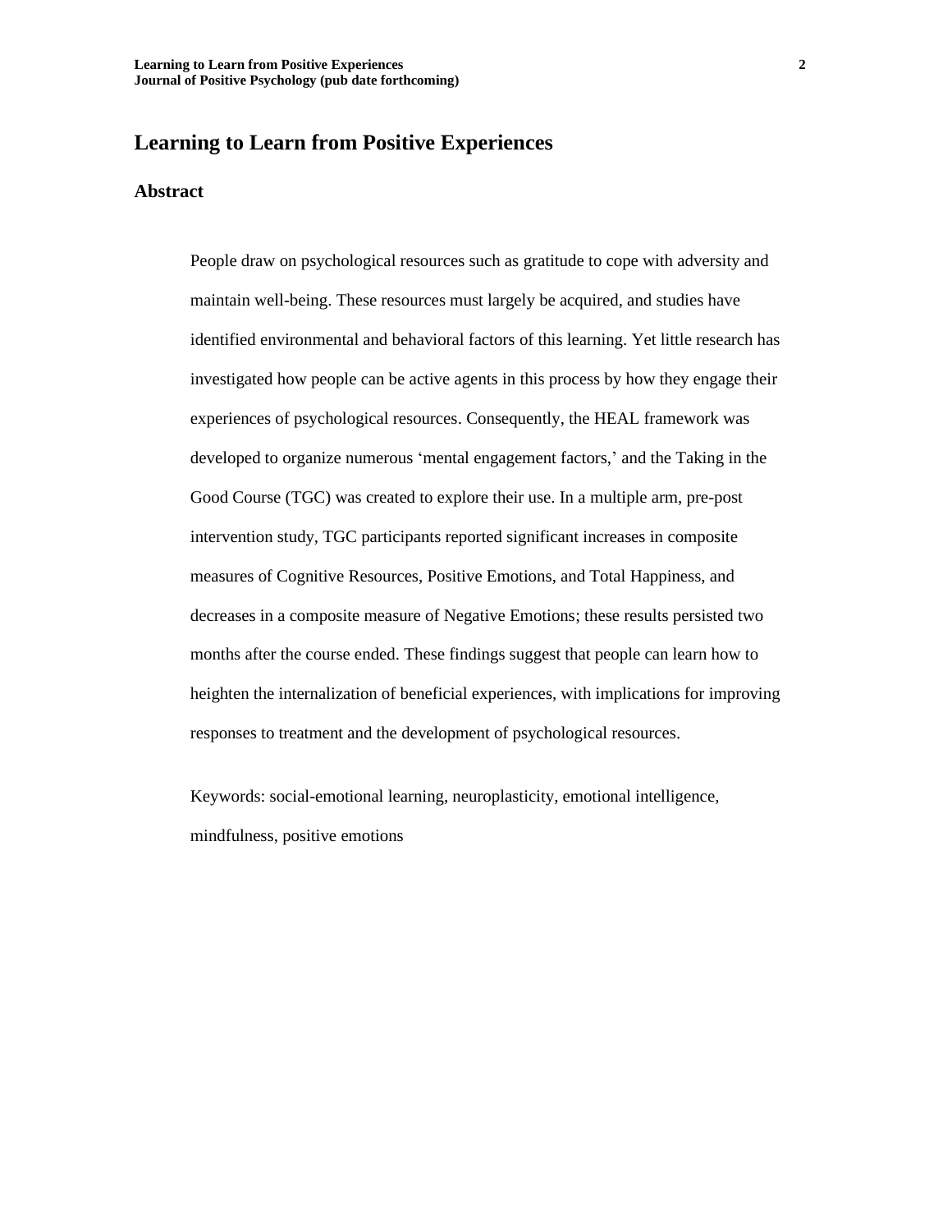# Learning to Learn from Positive Experiences

## Abstract

People draw on psychological resources such as gratitude to cope with adversity and maintain well-being. These resources must largely be acquired, and studies have identified environmental and behavioral factors of this learning. Yet little research has investigated how people can be active agents in this process by how they engage their experiences of psychological resources. Consequently, the HEAL framework was developed to organize numerous 'mental engagement factors,' and the Taking in the Good Course (TGC) was created to explore their use. In a multiple arm, pre-post intervention study, TGC participants reported significant increases in composite measures of Cognitive Resources, Positive Emotions, and Total Happiness, and decreases in a composite measure of Negative Emotions; these results persisted two months after the course ended. These findings suggest that people can learn how to heighten the internalization of beneficial experiences, with implications for improving responses to treatment and the development of psychological resources.

Keywords: social-emotional learning, neuroplasticity, emotional intelligence, mindfulness, positive emotions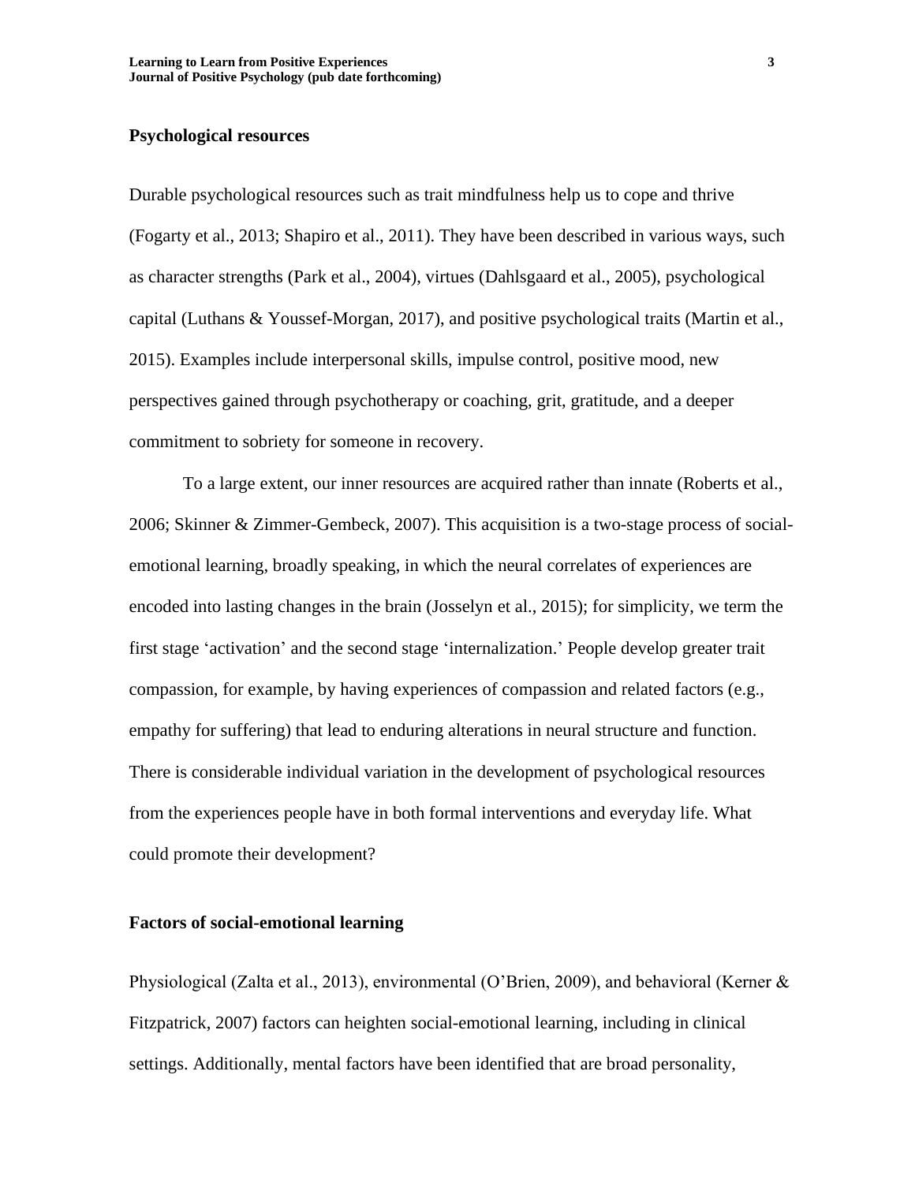## Psychological resources

Durable psychological resources such as trait mindfulness help us to cope and thrive (Fogarty et al., 2013; Shapiro et al., 2011). They have been described in various ways, such as character strengths (Park et al., 2004), virtues (Dahlsgaard et al., 2005), psychological capital (Luthans & Youssef-Morgan, 2017), and positive psychological traits (Martin et al., 2015). Examples include interpersonal skills, impulse control, positive mood, new perspectives gained through psychotherapy or coaching, grit, gratitude, and a deeper commitment to sobriety for someone in recovery.

To a large extent, our inner resources are acquired rather than innate (Roberts et al., 2006; Skinner & Zimmer-Gembeck, 2007). This acquisition is a two-stage process of social-emotional learning, broadly speaking, in which the neural correlates of experiences are encoded into lasting changes in the brain (Josselyn et al., 2015); for simplicity, we term the first stage 'activation' and the second stage 'internalization.' People develop greater trait compassion, for example, by having experiences of compassion and related factors (e.g., empathy for suffering) that lead to enduring alterations in neural structure and function. There is considerable individual variation in the development of psychological resources from the experiences people have in both formal interventions and everyday life. What could promote their development?

## Factors of social-emotional learning

Physiological (Zalta et al., 2013), environmental (O'Brien, 2009), and behavioral (Kerner & Fitzpatrick, 2007) factors can heighten social-emotional learning, including in clinical settings. Additionally, mental factors have been identified that are broad personality,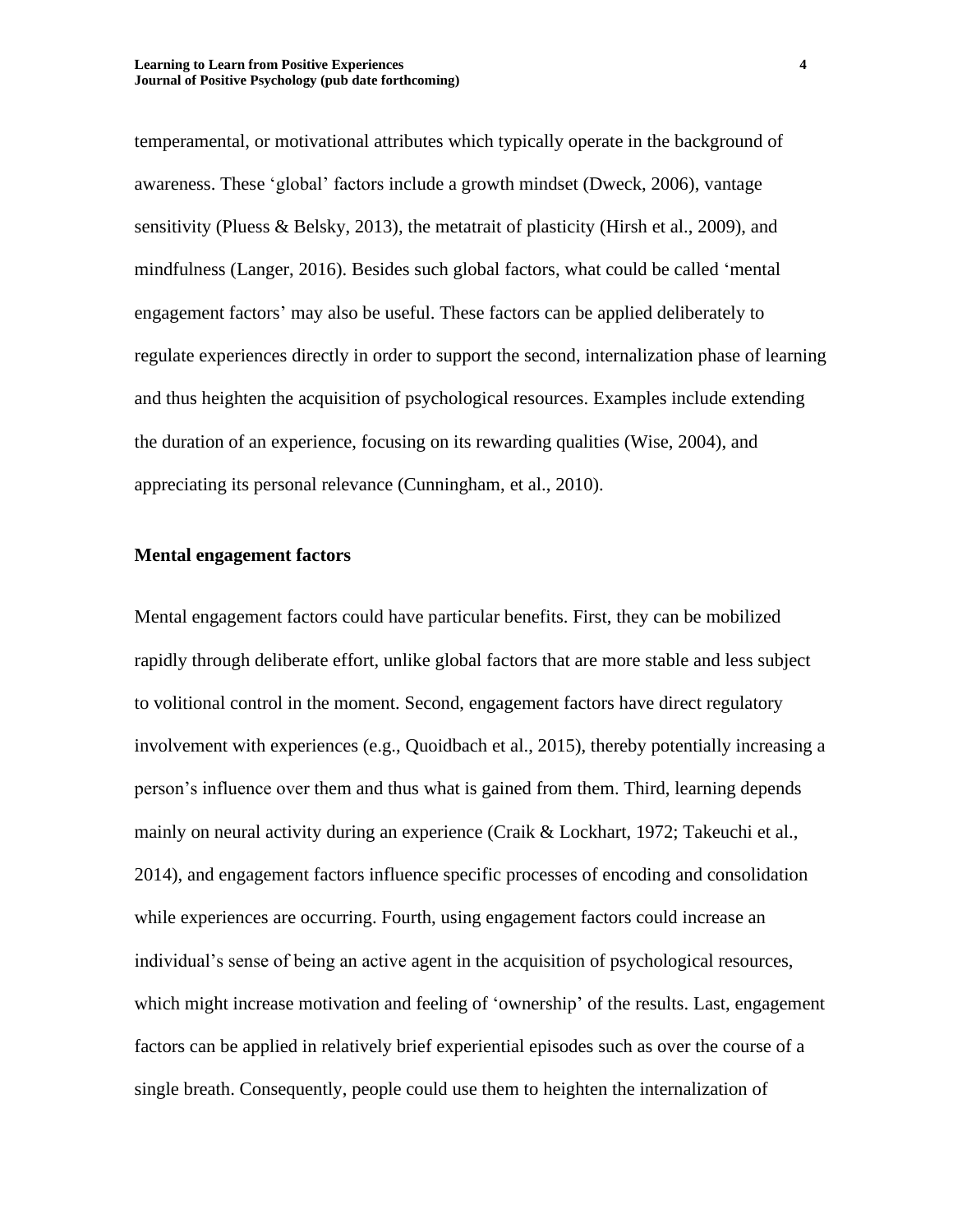temperamental, or motivational attributes which typically operate in the background of awareness. These 'global' factors include a growth mindset (Dweck, 2006), vantage sensitivity (Pluess & Belsky, 2013), the metatrait of plasticity (Hirsh et al., 2009), and mindfulness (Langer, 2016). Besides such global factors, what could be called 'mental engagement factors' may also be useful. These factors can be applied deliberately to regulate experiences directly in order to support the second, internalization phase of learning and thus heighten the acquisition of psychological resources. Examples include extending the duration of an experience, focusing on its rewarding qualities (Wise, 2004), and appreciating its personal relevance (Cunningham, et al., 2010).

## Mental engagement factors

Mental engagement factors could have particular benefits. First, they can be mobilized rapidly through deliberate effort, unlike global factors that are more stable and less subject to volitional control in the moment. Second, engagement factors have direct regulatory involvement with experiences (e.g., Quoidbach et al., 2015), thereby potentially increasing a person's influence over them and thus what is gained from them. Third, learning depends mainly on neural activity during an experience (Craik & Lockhart, 1972; Takeuchi et al., 2014), and engagement factors influence specific processes of encoding and consolidation while experiences are occurring. Fourth, using engagement factors could increase an individual's sense of being an active agent in the acquisition of psychological resources, which might increase motivation and feeling of 'ownership' of the results. Last, engagement factors can be applied in relatively brief experiential episodes such as over the course of a single breath. Consequently, people could use them to heighten the internalization of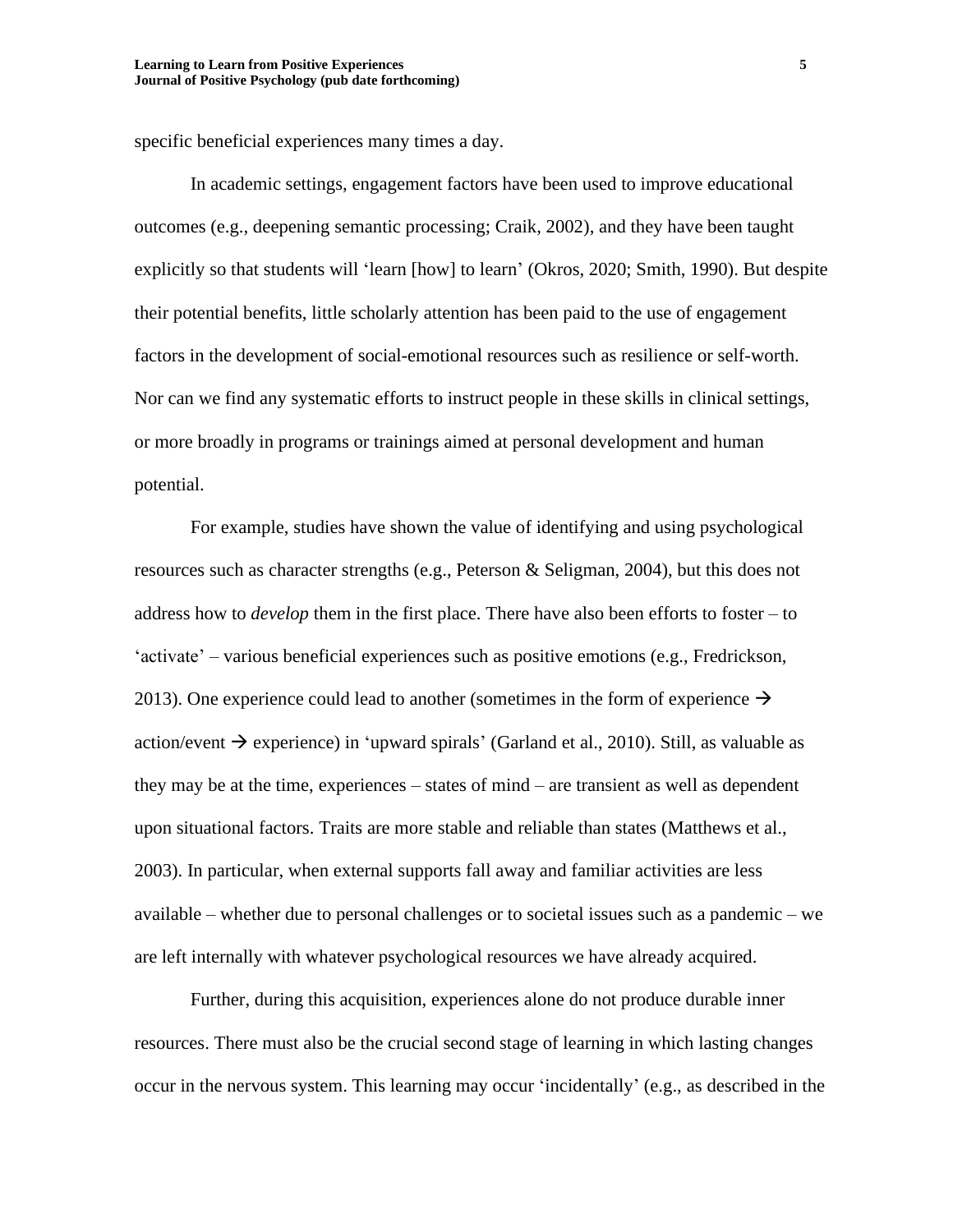specific beneficial experiences many times a day.

In academic settings, engagement factors have been used to improve educational outcomes (e.g., deepening semantic processing; Craik, 2002), and they have been taught explicitly so that students will 'learn [how] to learn' (Okros, 2020; Smith, 1990). But despite their potential benefits, little scholarly attention has been paid to the use of engagement factors in the development of social-emotional resources such as resilience or self-worth. Nor can we find any systematic efforts to instruct people in these skills in clinical settings, or more broadly in programs or trainings aimed at personal development and human potential.

For example, studies have shown the value of identifying and using psychological resources such as character strengths (e.g., Peterson & Seligman, 2004), but this does not address how to *develop* them in the first place. There have also been efforts to foster – to 'activate' – various beneficial experiences such as positive emotions (e.g., Fredrickson, 2013). One experience could lead to another (sometimes in the form of experience → action/event → experience) in 'upward spirals' (Garland et al., 2010). Still, as valuable as they may be at the time, experiences – states of mind – are transient as well as dependent upon situational factors. Traits are more stable and reliable than states (Matthews et al., 2003). In particular, when external supports fall away and familiar activities are less available – whether due to personal challenges or to societal issues such as a pandemic – we are left internally with whatever psychological resources we have already acquired.

Further, during this acquisition, experiences alone do not produce durable inner resources. There must also be the crucial second stage of learning in which lasting changes occur in the nervous system. This learning may occur 'incidentally' (e.g., as described in the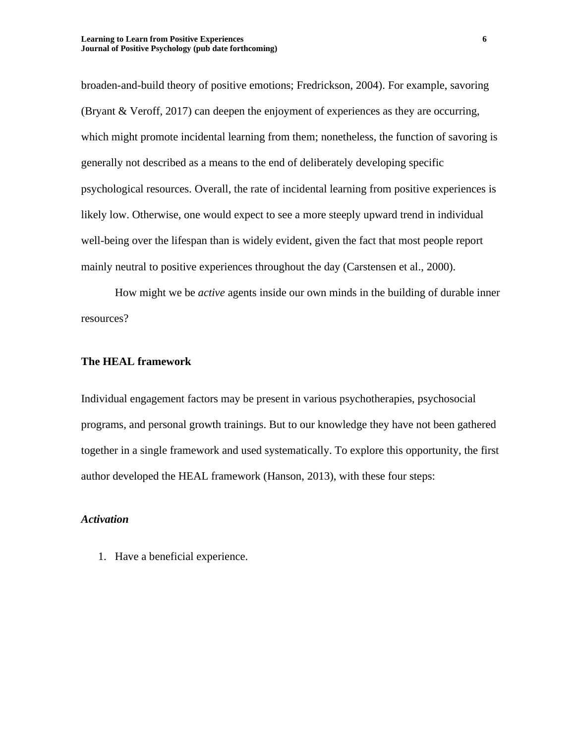broaden-and-build theory of positive emotions; Fredrickson, 2004). For example, savoring (Bryant & Veroff, 2017) can deepen the enjoyment of experiences as they are occurring, which might promote incidental learning from them; nonetheless, the function of savoring is generally not described as a means to the end of deliberately developing specific psychological resources. Overall, the rate of incidental learning from positive experiences is likely low. Otherwise, one would expect to see a more steeply upward trend in individual well-being over the lifespan than is widely evident, given the fact that most people report mainly neutral to positive experiences throughout the day (Carstensen et al., 2000).

How might we be *active* agents inside our own minds in the building of durable inner resources?

## The HEAL framework

Individual engagement factors may be present in various psychotherapies, psychosocial programs, and personal growth trainings. But to our knowledge they have not been gathered together in a single framework and used systematically. To explore this opportunity, the first author developed the HEAL framework (Hanson, 2013), with these four steps:

### *Activation*

1. Have a beneficial experience.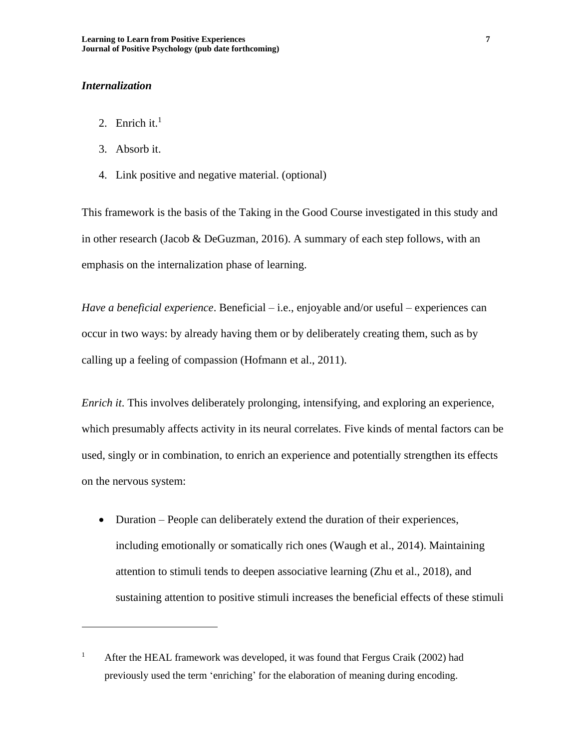### *Internalization*

2. Enrich it.[1]
3. Absorb it.
4. Link positive and negative material. (optional)

This framework is the basis of the Taking in the Good Course investigated in this study and in other research (Jacob & DeGuzman, 2016). A summary of each step follows, with an emphasis on the internalization phase of learning.

*Have a beneficial experience*. Beneficial – i.e., enjoyable and/or useful – experiences can occur in two ways: by already having them or by deliberately creating them, such as by calling up a feeling of compassion (Hofmann et al., 2011).

*Enrich it*. This involves deliberately prolonging, intensifying, and exploring an experience, which presumably affects activity in its neural correlates. Five kinds of mental factors can be used, singly or in combination, to enrich an experience and potentially strengthen its effects on the nervous system:

- Duration – People can deliberately extend the duration of their experiences, including emotionally or somatically rich ones (Waugh et al., 2014). Maintaining attention to stimuli tends to deepen associative learning (Zhu et al., 2018), and sustaining attention to positive stimuli increases the beneficial effects of these stimuli

---

[1] After the HEAL framework was developed, it was found that Fergus Craik (2002) had previously used the term 'enriching' for the elaboration of meaning during encoding.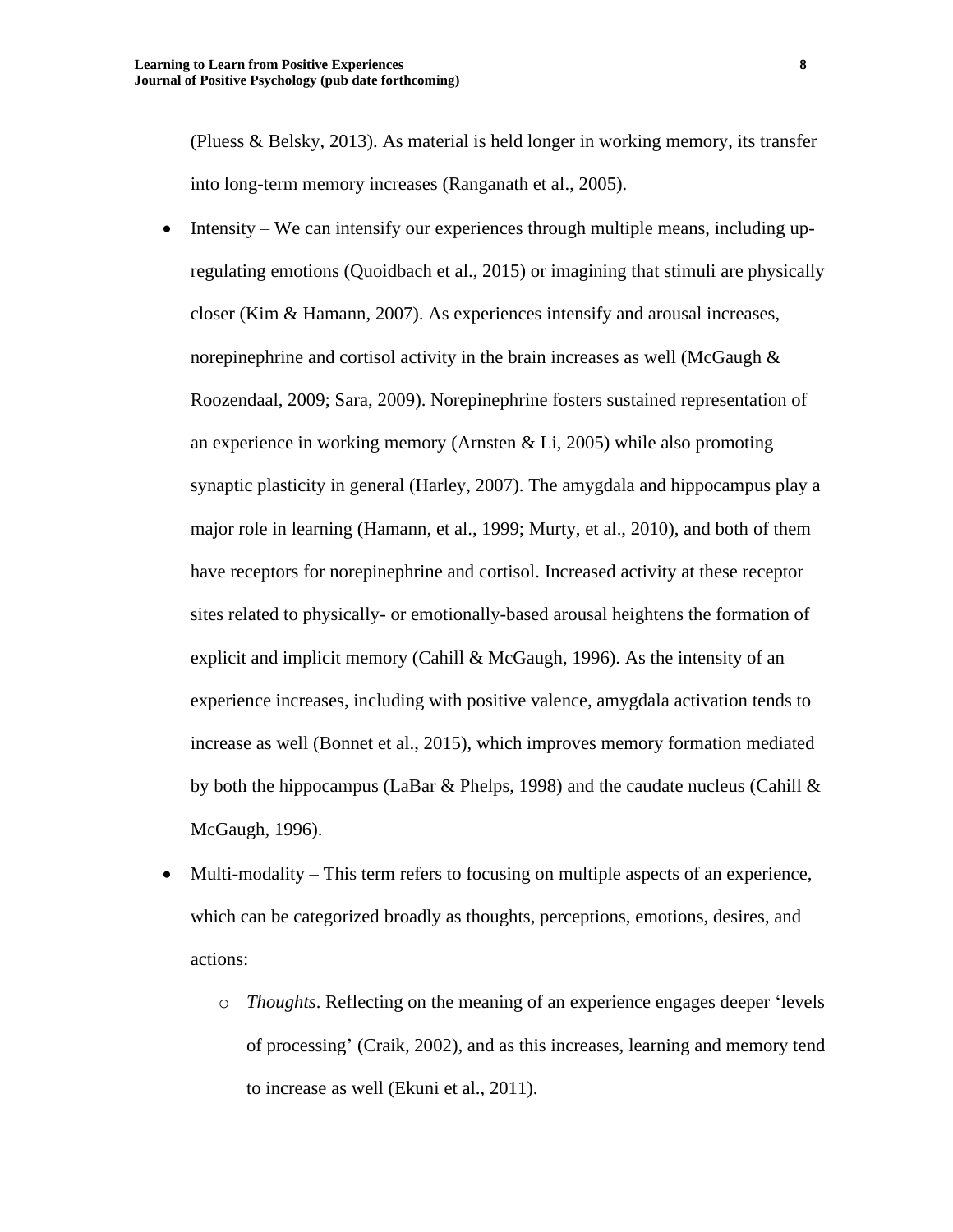(Pluess & Belsky, 2013). As material is held longer in working memory, its transfer into long-term memory increases (Ranganath et al., 2005).

- Intensity – We can intensify our experiences through multiple means, including up-regulating emotions (Quoidbach et al., 2015) or imagining that stimuli are physically closer (Kim & Hamann, 2007). As experiences intensify and arousal increases, norepinephrine and cortisol activity in the brain increases as well (McGaugh & Roozendaal, 2009; Sara, 2009). Norepinephrine fosters sustained representation of an experience in working memory (Arnsten & Li, 2005) while also promoting synaptic plasticity in general (Harley, 2007). The amygdala and hippocampus play a major role in learning (Hamann, et al., 1999; Murty, et al., 2010), and both of them have receptors for norepinephrine and cortisol. Increased activity at these receptor sites related to physically- or emotionally-based arousal heightens the formation of explicit and implicit memory (Cahill & McGaugh, 1996). As the intensity of an experience increases, including with positive valence, amygdala activation tends to increase as well (Bonnet et al., 2015), which improves memory formation mediated by both the hippocampus (LaBar & Phelps, 1998) and the caudate nucleus (Cahill & McGaugh, 1996).
- Multi-modality – This term refers to focusing on multiple aspects of an experience, which can be categorized broadly as thoughts, perceptions, emotions, desires, and actions:
    - *Thoughts*. Reflecting on the meaning of an experience engages deeper 'levels of processing' (Craik, 2002), and as this increases, learning and memory tend to increase as well (Ekuni et al., 2011).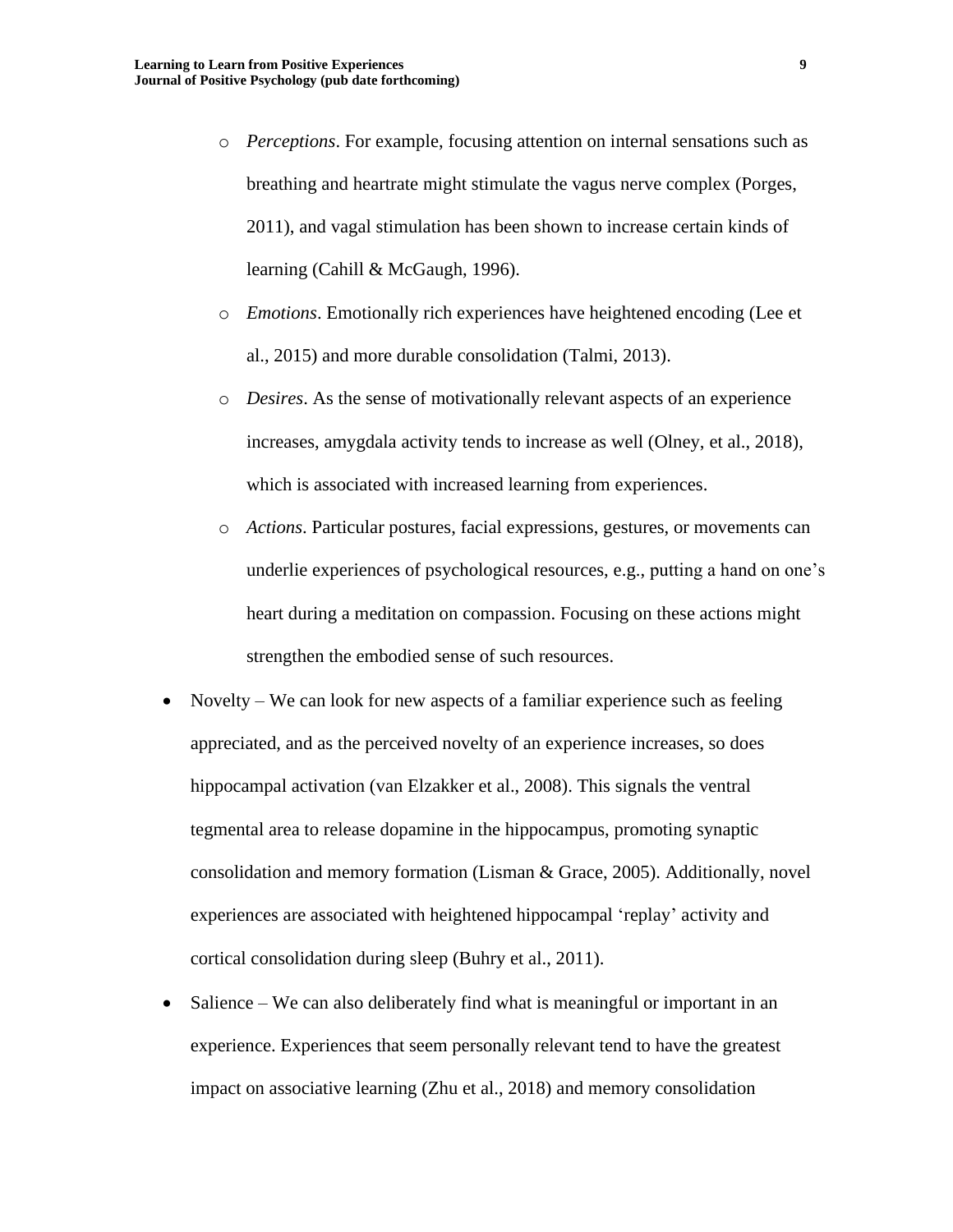- *Perceptions*. For example, focusing attention on internal sensations such as breathing and heartrate might stimulate the vagus nerve complex (Porges, 2011), and vagal stimulation has been shown to increase certain kinds of learning (Cahill & McGaugh, 1996).
  - *Emotions*. Emotionally rich experiences have heightened encoding (Lee et al., 2015) and more durable consolidation (Talmi, 2013).
  - *Desires*. As the sense of motivationally relevant aspects of an experience increases, amygdala activity tends to increase as well (Olney, et al., 2018), which is associated with increased learning from experiences.
  - *Actions*. Particular postures, facial expressions, gestures, or movements can underlie experiences of psychological resources, e.g., putting a hand on one's heart during a meditation on compassion. Focusing on these actions might strengthen the embodied sense of such resources.
- Novelty – We can look for new aspects of a familiar experience such as feeling appreciated, and as the perceived novelty of an experience increases, so does hippocampal activation (van Elzakker et al., 2008). This signals the ventral tegmental area to release dopamine in the hippocampus, promoting synaptic consolidation and memory formation (Lisman & Grace, 2005). Additionally, novel experiences are associated with heightened hippocampal 'replay' activity and cortical consolidation during sleep (Buhry et al., 2011).
- Salience – We can also deliberately find what is meaningful or important in an experience. Experiences that seem personally relevant tend to have the greatest impact on associative learning (Zhu et al., 2018) and memory consolidation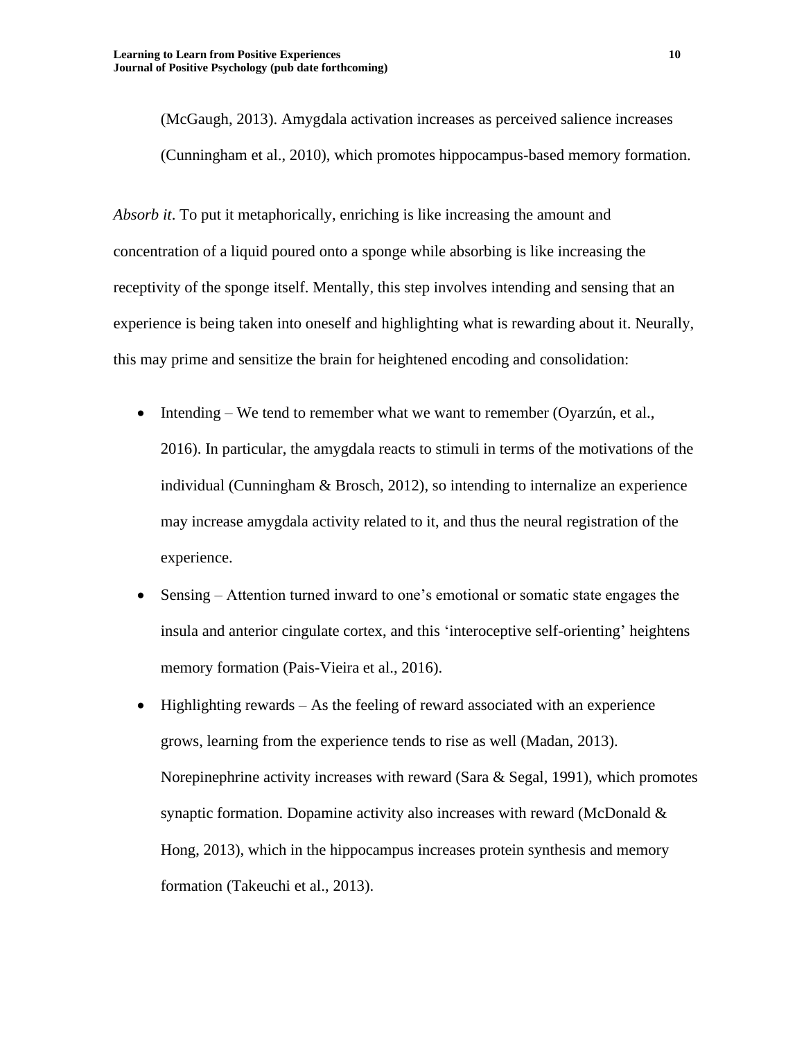(McGaugh, 2013). Amygdala activation increases as perceived salience increases (Cunningham et al., 2010), which promotes hippocampus-based memory formation.

*Absorb it*. To put it metaphorically, enriching is like increasing the amount and concentration of a liquid poured onto a sponge while absorbing is like increasing the receptivity of the sponge itself. Mentally, this step involves intending and sensing that an experience is being taken into oneself and highlighting what is rewarding about it. Neurally, this may prime and sensitize the brain for heightened encoding and consolidation:

- Intending – We tend to remember what we want to remember (Oyarzún, et al., 2016). In particular, the amygdala reacts to stimuli in terms of the motivations of the individual (Cunningham & Brosch, 2012), so intending to internalize an experience may increase amygdala activity related to it, and thus the neural registration of the experience.
- Sensing – Attention turned inward to one's emotional or somatic state engages the insula and anterior cingulate cortex, and this 'interoceptive self-orienting' heightens memory formation (Pais-Vieira et al., 2016).
- Highlighting rewards – As the feeling of reward associated with an experience grows, learning from the experience tends to rise as well (Madan, 2013). Norepinephrine activity increases with reward (Sara & Segal, 1991), which promotes synaptic formation. Dopamine activity also increases with reward (McDonald & Hong, 2013), which in the hippocampus increases protein synthesis and memory formation (Takeuchi et al., 2013).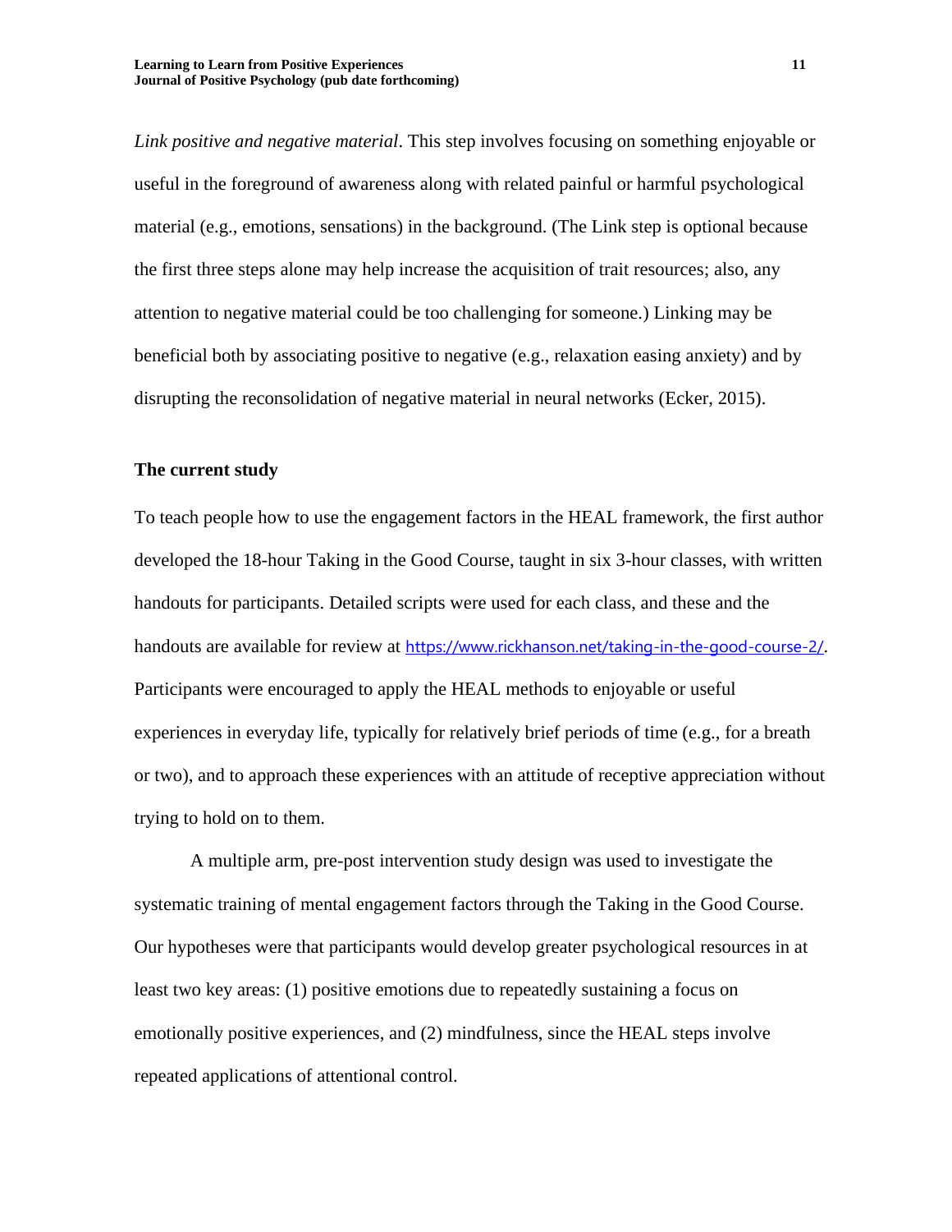*Link positive and negative material*. This step involves focusing on something enjoyable or useful in the foreground of awareness along with related painful or harmful psychological material (e.g., emotions, sensations) in the background. (The Link step is optional because the first three steps alone may help increase the acquisition of trait resources; also, any attention to negative material could be too challenging for someone.) Linking may be beneficial both by associating positive to negative (e.g., relaxation easing anxiety) and by disrupting the reconsolidation of negative material in neural networks (Ecker, 2015).

### The current study

To teach people how to use the engagement factors in the HEAL framework, the first author developed the 18-hour Taking in the Good Course, taught in six 3-hour classes, with written handouts for participants. Detailed scripts were used for each class, and these and the handouts are available for review at https://www.rickhanson.net/taking-in-the-good-course-2/. Participants were encouraged to apply the HEAL methods to enjoyable or useful experiences in everyday life, typically for relatively brief periods of time (e.g., for a breath or two), and to approach these experiences with an attitude of receptive appreciation without trying to hold on to them.

A multiple arm, pre-post intervention study design was used to investigate the systematic training of mental engagement factors through the Taking in the Good Course. Our hypotheses were that participants would develop greater psychological resources in at least two key areas: (1) positive emotions due to repeatedly sustaining a focus on emotionally positive experiences, and (2) mindfulness, since the HEAL steps involve repeated applications of attentional control.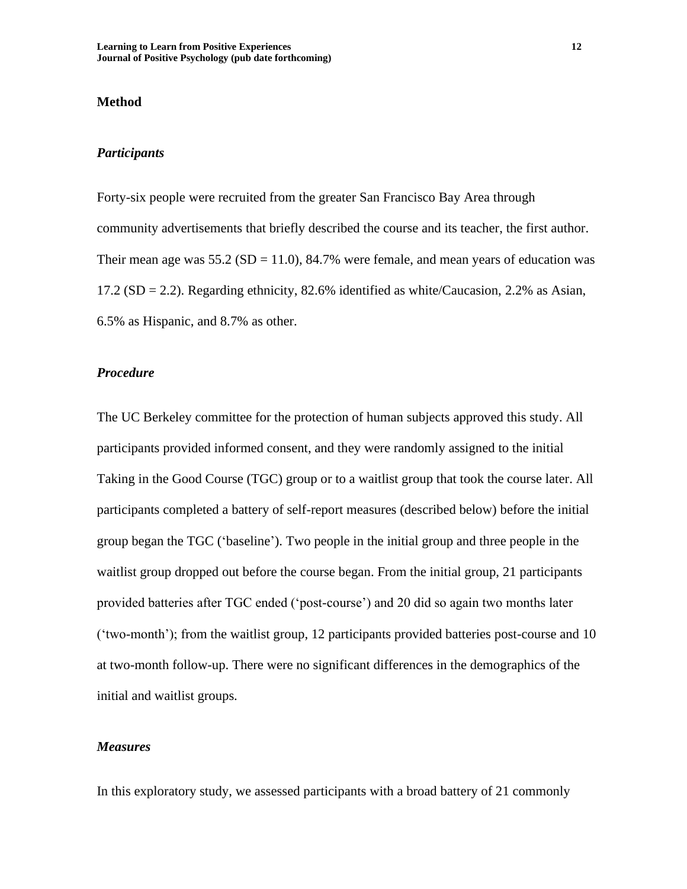## Method

### *Participants*

Forty-six people were recruited from the greater San Francisco Bay Area through community advertisements that briefly described the course and its teacher, the first author. Their mean age was 55.2 (SD = 11.0), 84.7% were female, and mean years of education was 17.2 (SD = 2.2). Regarding ethnicity, 82.6% identified as white/Caucasion, 2.2% as Asian, 6.5% as Hispanic, and 8.7% as other.

### *Procedure*

The UC Berkeley committee for the protection of human subjects approved this study. All participants provided informed consent, and they were randomly assigned to the initial Taking in the Good Course (TGC) group or to a waitlist group that took the course later. All participants completed a battery of self-report measures (described below) before the initial group began the TGC ('baseline'). Two people in the initial group and three people in the waitlist group dropped out before the course began. From the initial group, 21 participants provided batteries after TGC ended ('post-course') and 20 did so again two months later ('two-month'); from the waitlist group, 12 participants provided batteries post-course and 10 at two-month follow-up. There were no significant differences in the demographics of the initial and waitlist groups.

### *Measures*

In this exploratory study, we assessed participants with a broad battery of 21 commonly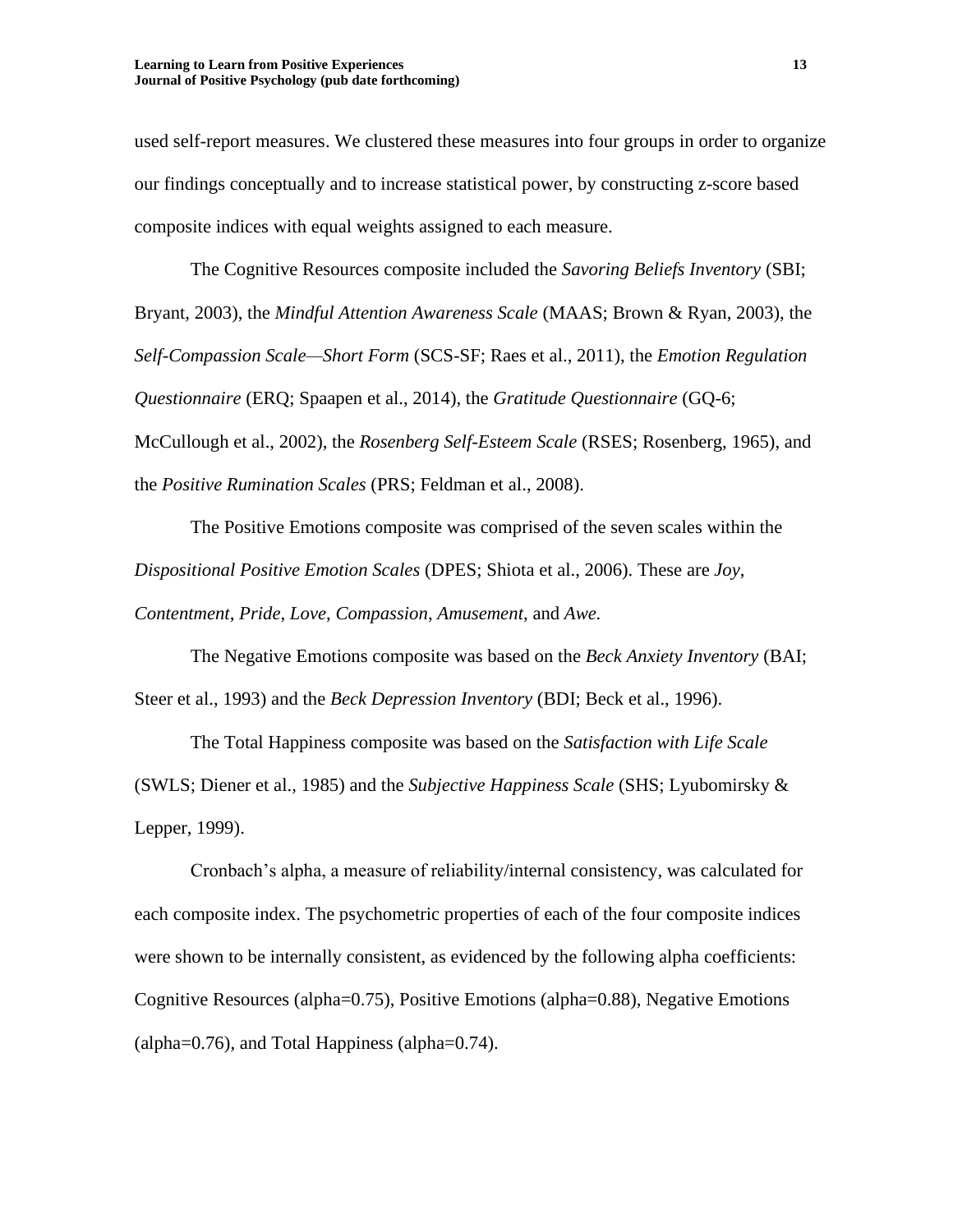used self-report measures. We clustered these measures into four groups in order to organize our findings conceptually and to increase statistical power, by constructing z-score based composite indices with equal weights assigned to each measure.

The Cognitive Resources composite included the *Savoring Beliefs Inventory* (SBI; Bryant, 2003), the *Mindful Attention Awareness Scale* (MAAS; Brown & Ryan, 2003), the *Self-Compassion Scale—Short Form* (SCS-SF; Raes et al., 2011), the *Emotion Regulation Questionnaire* (ERQ; Spaapen et al., 2014), the *Gratitude Questionnaire* (GQ-6; McCullough et al., 2002), the *Rosenberg Self-Esteem Scale* (RSES; Rosenberg, 1965), and the *Positive Rumination Scales* (PRS; Feldman et al., 2008).

The Positive Emotions composite was comprised of the seven scales within the *Dispositional Positive Emotion Scales* (DPES; Shiota et al., 2006). These are *Joy*, *Contentment*, *Pride*, *Love*, *Compassion*, *Amusement*, and *Awe.*

The Negative Emotions composite was based on the *Beck Anxiety Inventory* (BAI; Steer et al., 1993) and the *Beck Depression Inventory* (BDI; Beck et al., 1996).

The Total Happiness composite was based on the *Satisfaction with Life Scale* (SWLS; Diener et al., 1985) and the *Subjective Happiness Scale* (SHS; Lyubomirsky & Lepper, 1999).

Cronbach's alpha, a measure of reliability/internal consistency, was calculated for each composite index. The psychometric properties of each of the four composite indices were shown to be internally consistent, as evidenced by the following alpha coefficients: Cognitive Resources (alpha=0.75), Positive Emotions (alpha=0.88), Negative Emotions (alpha=0.76), and Total Happiness (alpha=0.74).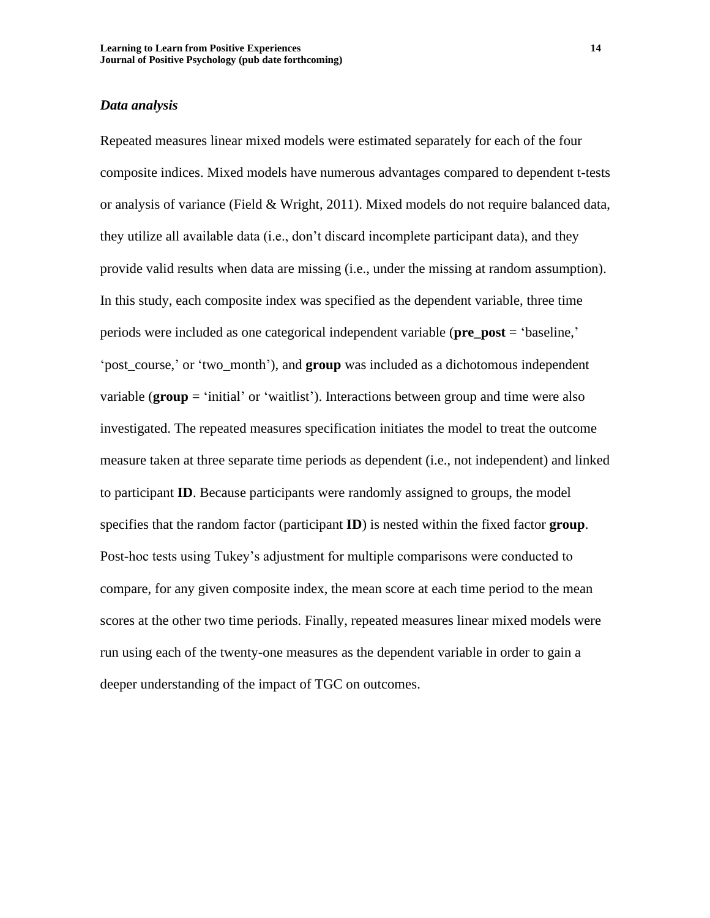### *Data analysis*

Repeated measures linear mixed models were estimated separately for each of the four composite indices. Mixed models have numerous advantages compared to dependent t-tests or analysis of variance (Field & Wright, 2011). Mixed models do not require balanced data, they utilize all available data (i.e., don't discard incomplete participant data), and they provide valid results when data are missing (i.e., under the missing at random assumption). In this study, each composite index was specified as the dependent variable, three time periods were included as one categorical independent variable (**pre_post** = 'baseline,' 'post_course,' or 'two_month'), and **group** was included as a dichotomous independent variable (**group** = 'initial' or 'waitlist'). Interactions between group and time were also investigated. The repeated measures specification initiates the model to treat the outcome measure taken at three separate time periods as dependent (i.e., not independent) and linked to participant **ID**. Because participants were randomly assigned to groups, the model specifies that the random factor (participant **ID**) is nested within the fixed factor **group**. Post-hoc tests using Tukey's adjustment for multiple comparisons were conducted to compare, for any given composite index, the mean score at each time period to the mean scores at the other two time periods. Finally, repeated measures linear mixed models were run using each of the twenty-one measures as the dependent variable in order to gain a deeper understanding of the impact of TGC on outcomes.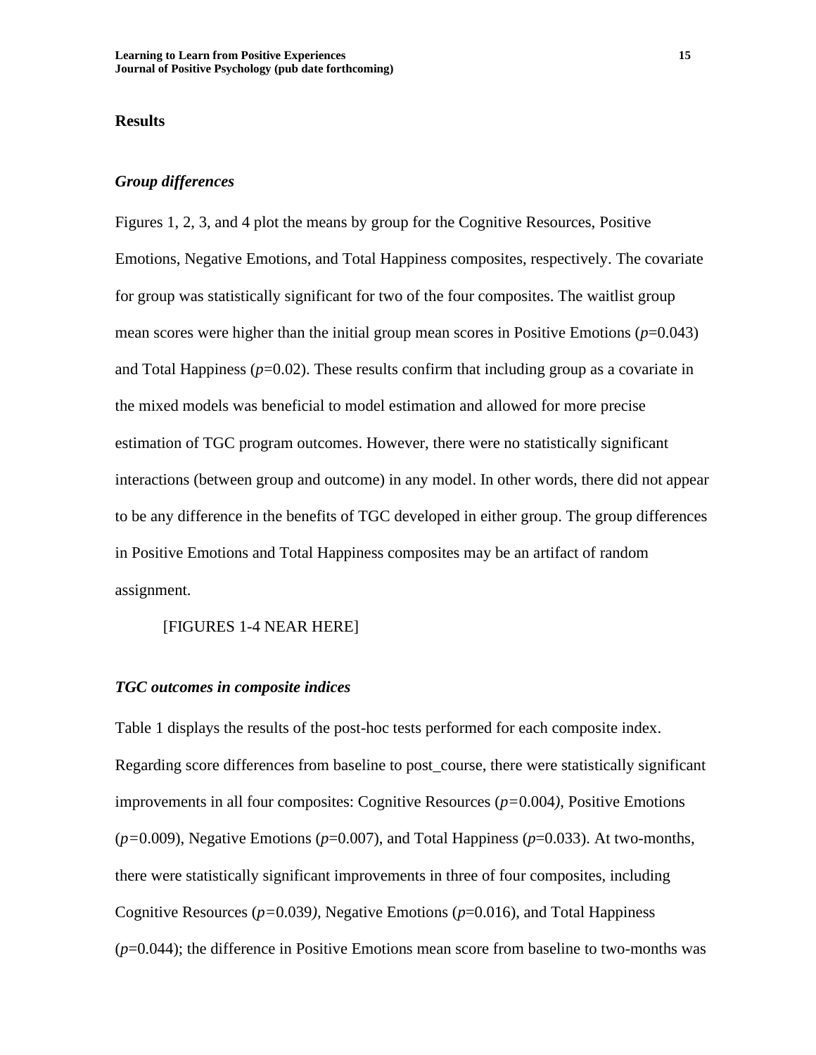## Results

### *Group differences*

Figures 1, 2, 3, and 4 plot the means by group for the Cognitive Resources, Positive Emotions, Negative Emotions, and Total Happiness composites, respectively. The covariate for group was statistically significant for two of the four composites. The waitlist group mean scores were higher than the initial group mean scores in Positive Emotions ($p$=0.043) and Total Happiness ($p$=0.02). These results confirm that including group as a covariate in the mixed models was beneficial to model estimation and allowed for more precise estimation of TGC program outcomes. However, there were no statistically significant interactions (between group and outcome) in any model. In other words, there did not appear to be any difference in the benefits of TGC developed in either group. The group differences in Positive Emotions and Total Happiness composites may be an artifact of random assignment.

[FIGURES 1-4 NEAR HERE]

### *TGC outcomes in composite indices*

Table 1 displays the results of the post-hoc tests performed for each composite index. Regarding score differences from baseline to post_course, there were statistically significant improvements in all four composites: Cognitive Resources ($p$=0.004), Positive Emotions ($p$=0.009), Negative Emotions ($p$=0.007), and Total Happiness ($p$=0.033). At two-months, there were statistically significant improvements in three of four composites, including Cognitive Resources ($p$=0.039), Negative Emotions ($p$=0.016), and Total Happiness ($p$=0.044); the difference in Positive Emotions mean score from baseline to two-months was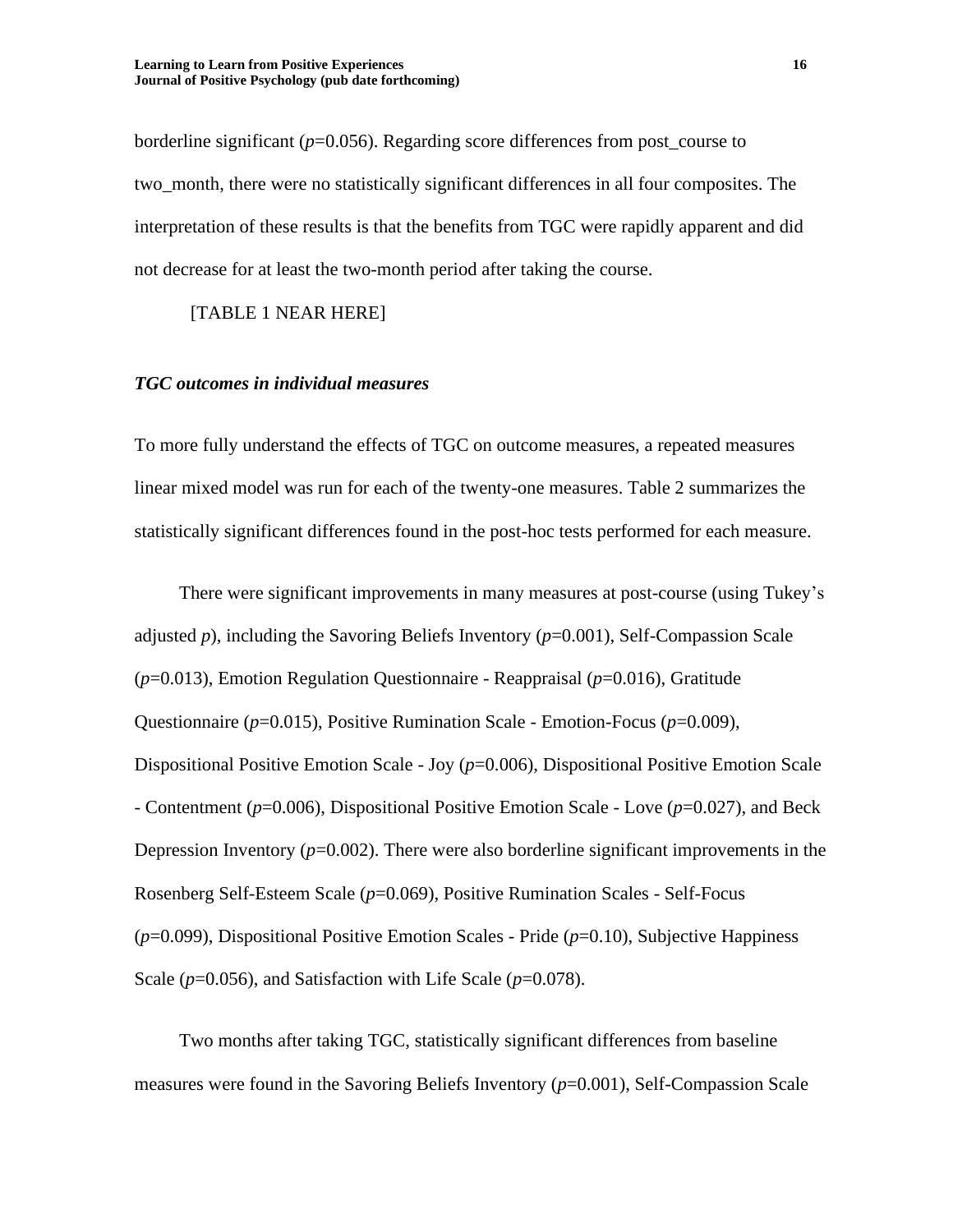borderline significant (*p*=0.056). Regarding score differences from post_course to two_month, there were no statistically significant differences in all four composites. The interpretation of these results is that the benefits from TGC were rapidly apparent and did not decrease for at least the two-month period after taking the course.

[TABLE 1 NEAR HERE]

### *TGC outcomes in individual measures*

To more fully understand the effects of TGC on outcome measures, a repeated measures linear mixed model was run for each of the twenty-one measures. Table 2 summarizes the statistically significant differences found in the post-hoc tests performed for each measure.

There were significant improvements in many measures at post-course (using Tukey's adjusted *p*), including the Savoring Beliefs Inventory (*p*=0.001), Self-Compassion Scale (*p*=0.013), Emotion Regulation Questionnaire - Reappraisal (*p*=0.016), Gratitude Questionnaire (*p*=0.015), Positive Rumination Scale - Emotion-Focus (*p*=0.009), Dispositional Positive Emotion Scale - Joy (*p*=0.006), Dispositional Positive Emotion Scale - Contentment (*p*=0.006), Dispositional Positive Emotion Scale - Love (*p*=0.027), and Beck Depression Inventory (*p*=0.002). There were also borderline significant improvements in the Rosenberg Self-Esteem Scale (*p*=0.069), Positive Rumination Scales - Self-Focus (*p*=0.099), Dispositional Positive Emotion Scales - Pride (*p*=0.10), Subjective Happiness Scale (*p*=0.056), and Satisfaction with Life Scale (*p*=0.078).

Two months after taking TGC, statistically significant differences from baseline measures were found in the Savoring Beliefs Inventory (*p*=0.001), Self-Compassion Scale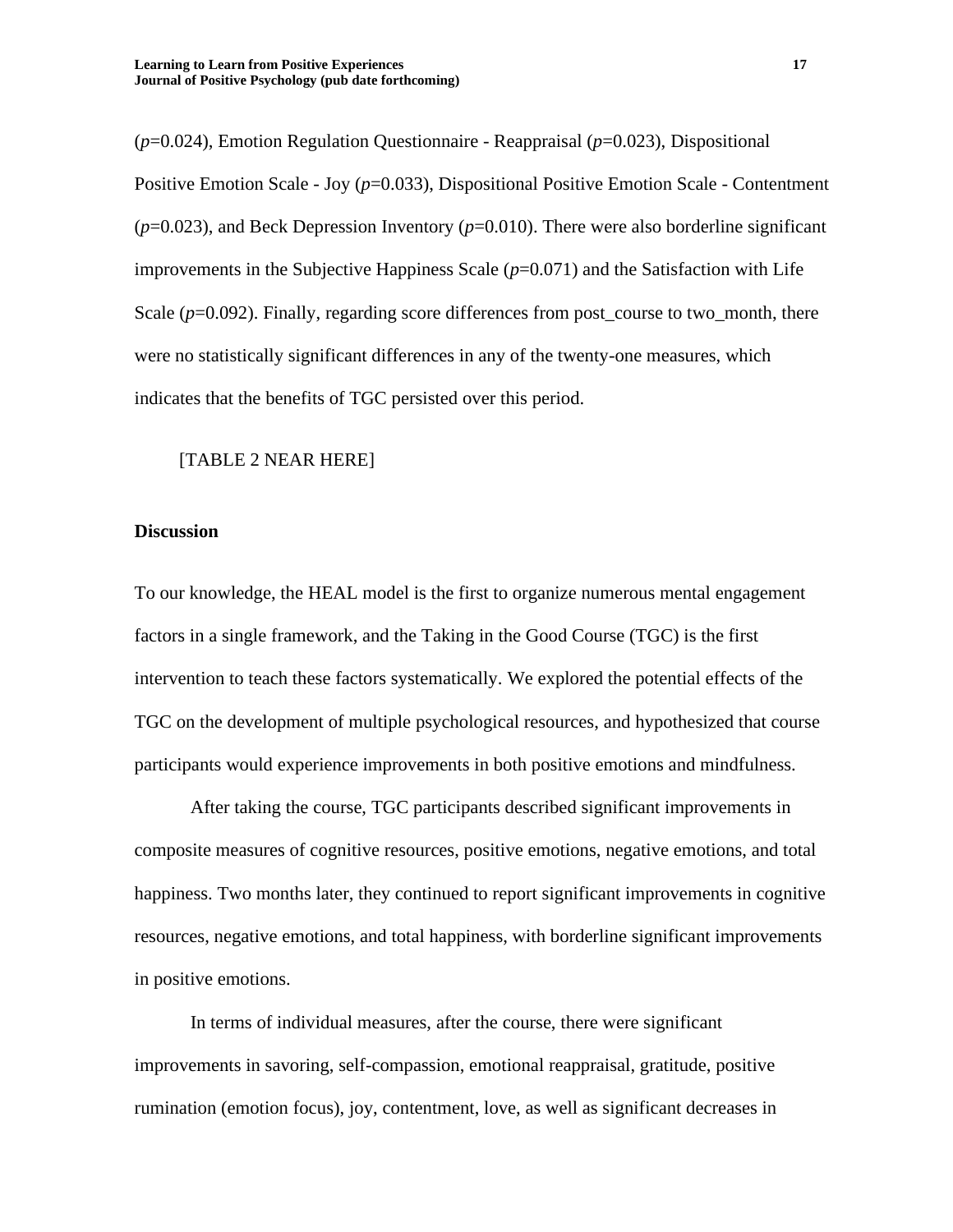($p$=0.024), Emotion Regulation Questionnaire - Reappraisal ($p$=0.023), Dispositional Positive Emotion Scale - Joy ($p$=0.033), Dispositional Positive Emotion Scale - Contentment ($p$=0.023), and Beck Depression Inventory ($p$=0.010). There were also borderline significant improvements in the Subjective Happiness Scale ($p$=0.071) and the Satisfaction with Life Scale ($p$=0.092). Finally, regarding score differences from post_course to two_month, there were no statistically significant differences in any of the twenty-one measures, which indicates that the benefits of TGC persisted over this period.

[TABLE 2 NEAR HERE]

**Discussion**

To our knowledge, the HEAL model is the first to organize numerous mental engagement factors in a single framework, and the Taking in the Good Course (TGC) is the first intervention to teach these factors systematically. We explored the potential effects of the TGC on the development of multiple psychological resources, and hypothesized that course participants would experience improvements in both positive emotions and mindfulness.

After taking the course, TGC participants described significant improvements in composite measures of cognitive resources, positive emotions, negative emotions, and total happiness. Two months later, they continued to report significant improvements in cognitive resources, negative emotions, and total happiness, with borderline significant improvements in positive emotions.

In terms of individual measures, after the course, there were significant improvements in savoring, self-compassion, emotional reappraisal, gratitude, positive rumination (emotion focus), joy, contentment, love, as well as significant decreases in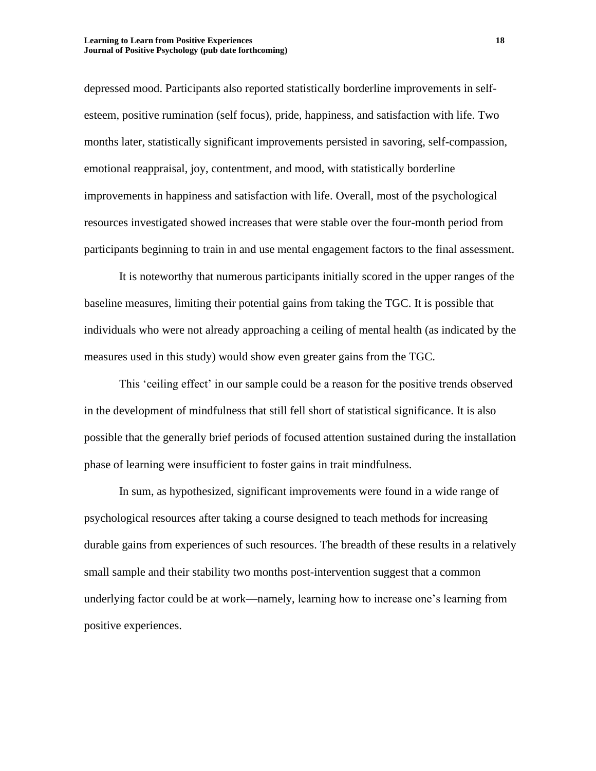depressed mood. Participants also reported statistically borderline improvements in self-esteem, positive rumination (self focus), pride, happiness, and satisfaction with life. Two months later, statistically significant improvements persisted in savoring, self-compassion, emotional reappraisal, joy, contentment, and mood, with statistically borderline improvements in happiness and satisfaction with life. Overall, most of the psychological resources investigated showed increases that were stable over the four-month period from participants beginning to train in and use mental engagement factors to the final assessment.

It is noteworthy that numerous participants initially scored in the upper ranges of the baseline measures, limiting their potential gains from taking the TGC. It is possible that individuals who were not already approaching a ceiling of mental health (as indicated by the measures used in this study) would show even greater gains from the TGC.

This 'ceiling effect' in our sample could be a reason for the positive trends observed in the development of mindfulness that still fell short of statistical significance. It is also possible that the generally brief periods of focused attention sustained during the installation phase of learning were insufficient to foster gains in trait mindfulness.

In sum, as hypothesized, significant improvements were found in a wide range of psychological resources after taking a course designed to teach methods for increasing durable gains from experiences of such resources. The breadth of these results in a relatively small sample and their stability two months post-intervention suggest that a common underlying factor could be at work—namely, learning how to increase one's learning from positive experiences.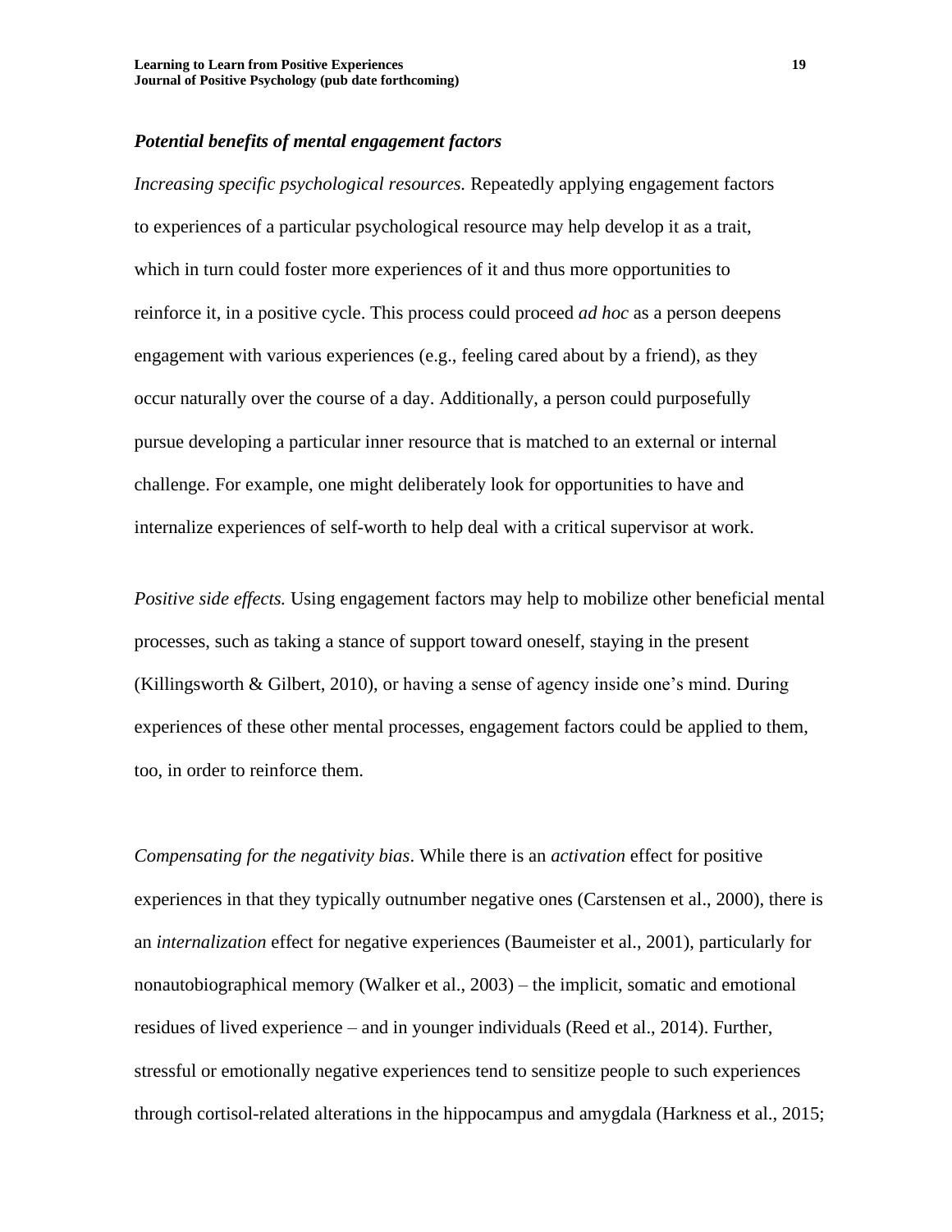### *Potential benefits of mental engagement factors*

*Increasing specific psychological resources.* Repeatedly applying engagement factors to experiences of a particular psychological resource may help develop it as a trait, which in turn could foster more experiences of it and thus more opportunities to reinforce it, in a positive cycle. This process could proceed *ad hoc* as a person deepens engagement with various experiences (e.g., feeling cared about by a friend), as they occur naturally over the course of a day. Additionally, a person could purposefully pursue developing a particular inner resource that is matched to an external or internal challenge. For example, one might deliberately look for opportunities to have and internalize experiences of self-worth to help deal with a critical supervisor at work.

*Positive side effects.* Using engagement factors may help to mobilize other beneficial mental processes, such as taking a stance of support toward oneself, staying in the present (Killingsworth & Gilbert, 2010), or having a sense of agency inside one's mind. During experiences of these other mental processes, engagement factors could be applied to them, too, in order to reinforce them.

*Compensating for the negativity bias*. While there is an *activation* effect for positive experiences in that they typically outnumber negative ones (Carstensen et al., 2000), there is an *internalization* effect for negative experiences (Baumeister et al., 2001), particularly for nonautobiographical memory (Walker et al., 2003) – the implicit, somatic and emotional residues of lived experience – and in younger individuals (Reed et al., 2014). Further, stressful or emotionally negative experiences tend to sensitize people to such experiences through cortisol-related alterations in the hippocampus and amygdala (Harkness et al., 2015;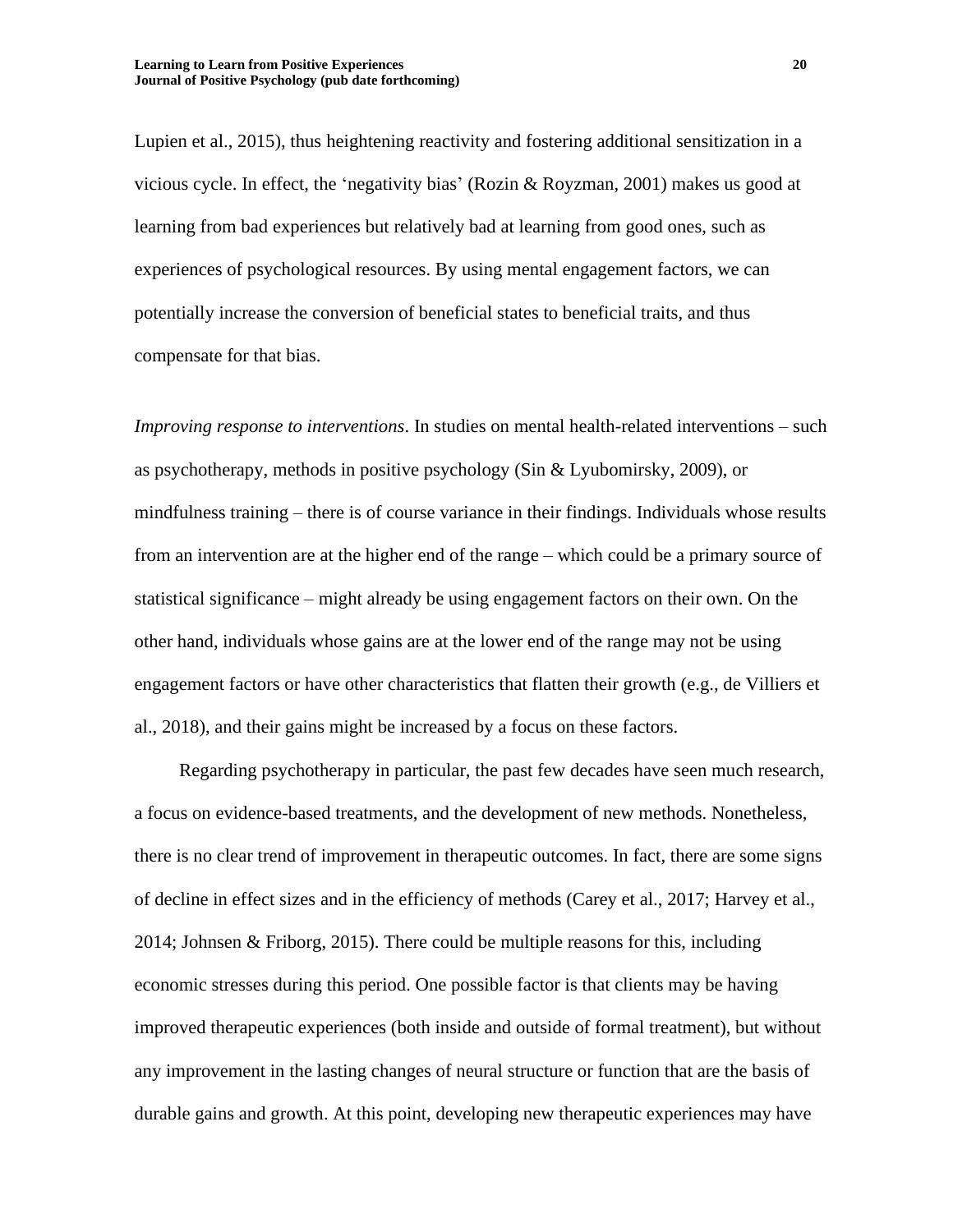Lupien et al., 2015), thus heightening reactivity and fostering additional sensitization in a vicious cycle. In effect, the 'negativity bias' (Rozin & Royzman, 2001) makes us good at learning from bad experiences but relatively bad at learning from good ones, such as experiences of psychological resources. By using mental engagement factors, we can potentially increase the conversion of beneficial states to beneficial traits, and thus compensate for that bias.

*Improving response to interventions*. In studies on mental health-related interventions – such as psychotherapy, methods in positive psychology (Sin & Lyubomirsky, 2009), or mindfulness training – there is of course variance in their findings. Individuals whose results from an intervention are at the higher end of the range – which could be a primary source of statistical significance – might already be using engagement factors on their own. On the other hand, individuals whose gains are at the lower end of the range may not be using engagement factors or have other characteristics that flatten their growth (e.g., de Villiers et al., 2018), and their gains might be increased by a focus on these factors.

Regarding psychotherapy in particular, the past few decades have seen much research, a focus on evidence-based treatments, and the development of new methods. Nonetheless, there is no clear trend of improvement in therapeutic outcomes. In fact, there are some signs of decline in effect sizes and in the efficiency of methods (Carey et al., 2017; Harvey et al., 2014; Johnsen & Friborg, 2015). There could be multiple reasons for this, including economic stresses during this period. One possible factor is that clients may be having improved therapeutic experiences (both inside and outside of formal treatment), but without any improvement in the lasting changes of neural structure or function that are the basis of durable gains and growth. At this point, developing new therapeutic experiences may have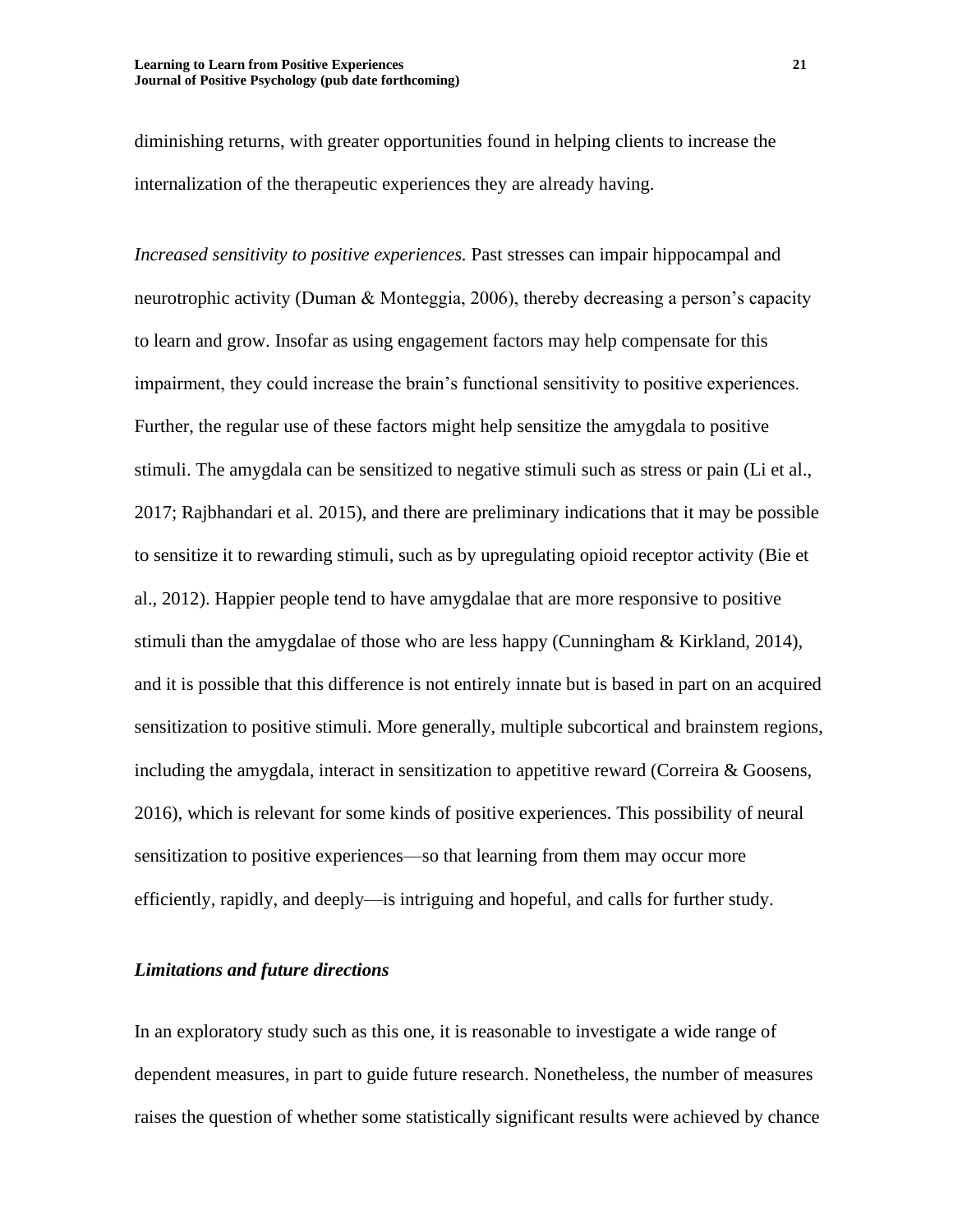diminishing returns, with greater opportunities found in helping clients to increase the internalization of the therapeutic experiences they are already having.

*Increased sensitivity to positive experiences.* Past stresses can impair hippocampal and neurotrophic activity (Duman & Monteggia, 2006), thereby decreasing a person's capacity to learn and grow. Insofar as using engagement factors may help compensate for this impairment, they could increase the brain's functional sensitivity to positive experiences. Further, the regular use of these factors might help sensitize the amygdala to positive stimuli. The amygdala can be sensitized to negative stimuli such as stress or pain (Li et al., 2017; Rajbhandari et al. 2015), and there are preliminary indications that it may be possible to sensitize it to rewarding stimuli, such as by upregulating opioid receptor activity (Bie et al., 2012). Happier people tend to have amygdalae that are more responsive to positive stimuli than the amygdalae of those who are less happy (Cunningham & Kirkland, 2014), and it is possible that this difference is not entirely innate but is based in part on an acquired sensitization to positive stimuli. More generally, multiple subcortical and brainstem regions, including the amygdala, interact in sensitization to appetitive reward (Correira & Goosens, 2016), which is relevant for some kinds of positive experiences. This possibility of neural sensitization to positive experiences—so that learning from them may occur more efficiently, rapidly, and deeply—is intriguing and hopeful, and calls for further study.

### *Limitations and future directions*

In an exploratory study such as this one, it is reasonable to investigate a wide range of dependent measures, in part to guide future research. Nonetheless, the number of measures raises the question of whether some statistically significant results were achieved by chance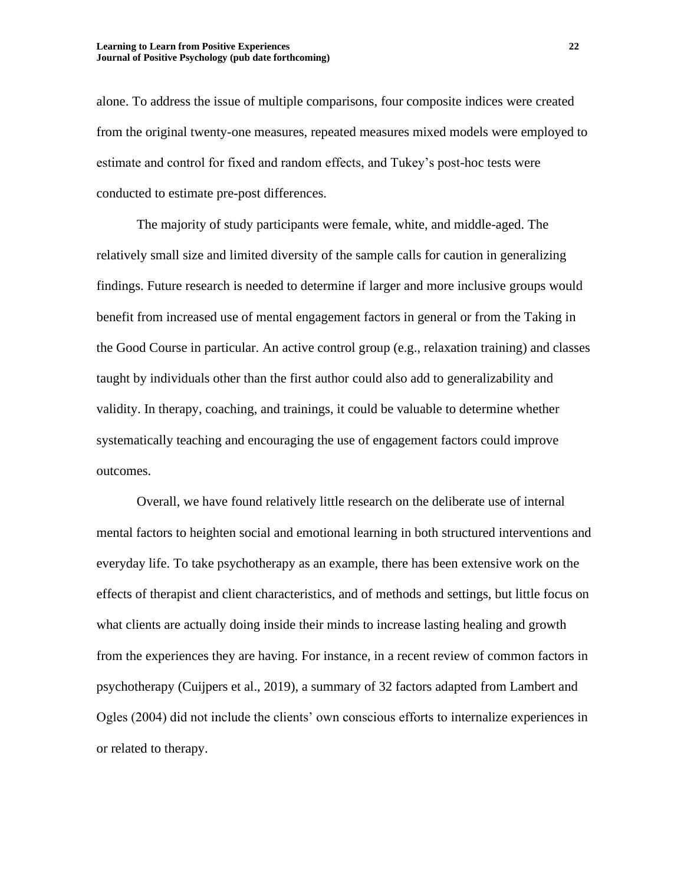alone. To address the issue of multiple comparisons, four composite indices were created from the original twenty-one measures, repeated measures mixed models were employed to estimate and control for fixed and random effects, and Tukey's post-hoc tests were conducted to estimate pre-post differences.

The majority of study participants were female, white, and middle-aged. The relatively small size and limited diversity of the sample calls for caution in generalizing findings. Future research is needed to determine if larger and more inclusive groups would benefit from increased use of mental engagement factors in general or from the Taking in the Good Course in particular. An active control group (e.g., relaxation training) and classes taught by individuals other than the first author could also add to generalizability and validity. In therapy, coaching, and trainings, it could be valuable to determine whether systematically teaching and encouraging the use of engagement factors could improve outcomes.

Overall, we have found relatively little research on the deliberate use of internal mental factors to heighten social and emotional learning in both structured interventions and everyday life. To take psychotherapy as an example, there has been extensive work on the effects of therapist and client characteristics, and of methods and settings, but little focus on what clients are actually doing inside their minds to increase lasting healing and growth from the experiences they are having. For instance, in a recent review of common factors in psychotherapy (Cuijpers et al., 2019), a summary of 32 factors adapted from Lambert and Ogles (2004) did not include the clients' own conscious efforts to internalize experiences in or related to therapy.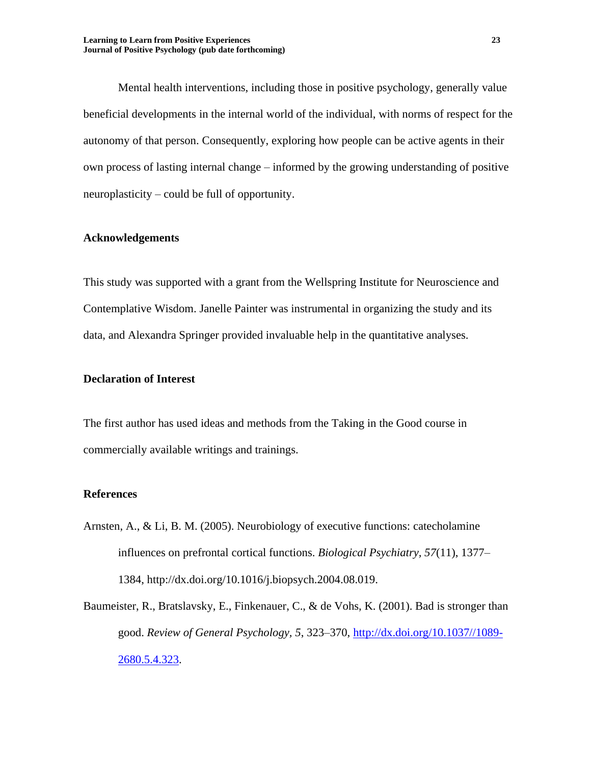Mental health interventions, including those in positive psychology, generally value beneficial developments in the internal world of the individual, with norms of respect for the autonomy of that person. Consequently, exploring how people can be active agents in their own process of lasting internal change – informed by the growing understanding of positive neuroplasticity – could be full of opportunity.

## Acknowledgements

This study was supported with a grant from the Wellspring Institute for Neuroscience and Contemplative Wisdom. Janelle Painter was instrumental in organizing the study and its data, and Alexandra Springer provided invaluable help in the quantitative analyses.

## Declaration of Interest

The first author has used ideas and methods from the Taking in the Good course in commercially available writings and trainings.

## References

Arnsten, A., & Li, B. M. (2005). Neurobiology of executive functions: catecholamine influences on prefrontal cortical functions. *Biological Psychiatry*, *57*(11), 1377–1384, http://dx.doi.org/10.1016/j.biopsych.2004.08.019.

Baumeister, R., Bratslavsky, E., Finkenauer, C., & de Vohs, K. (2001). Bad is stronger than good. *Review of General Psychology*, *5*, 323–370, http://dx.doi.org/10.1037//1089-2680.5.4.323.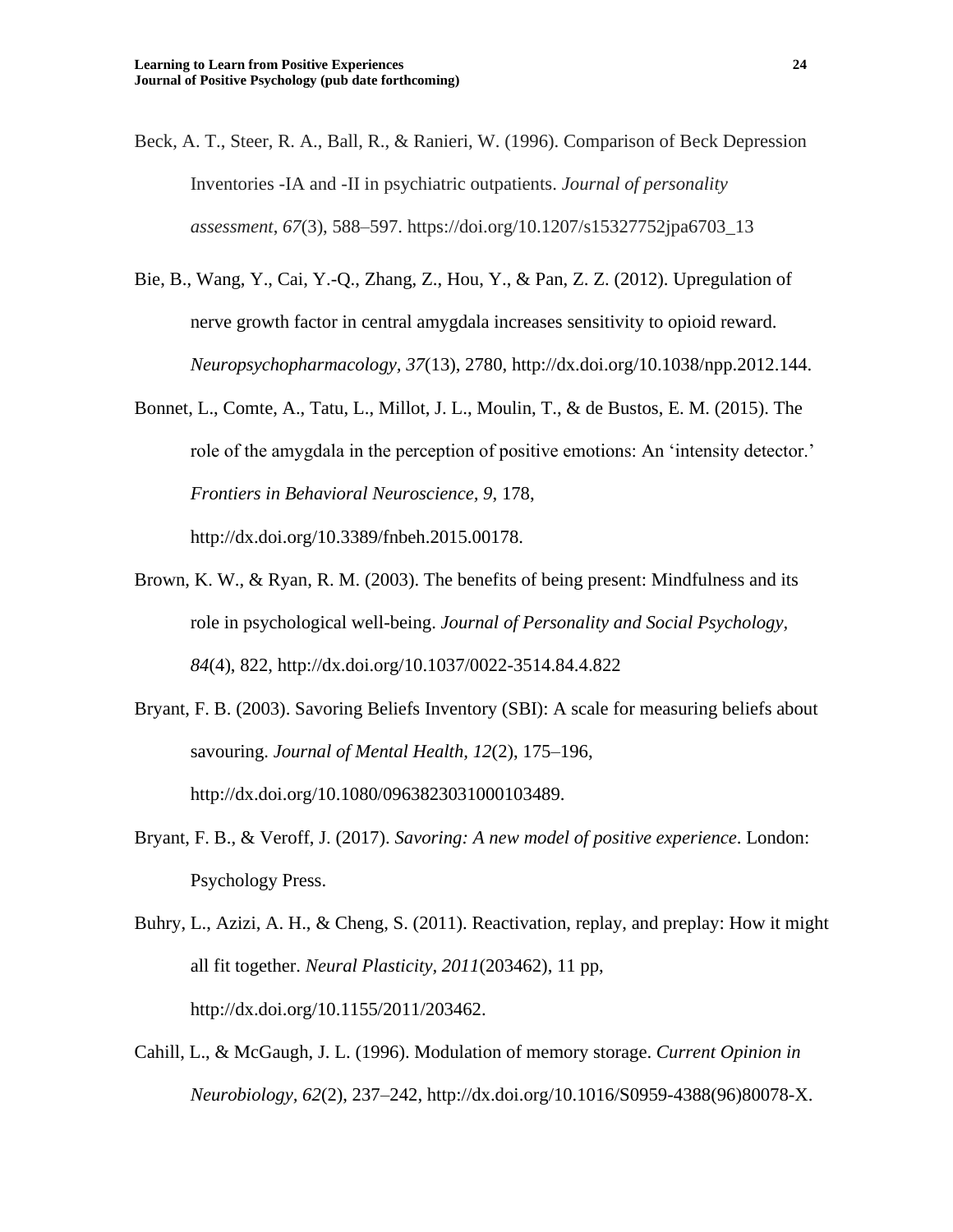Beck, A. T., Steer, R. A., Ball, R., & Ranieri, W. (1996). Comparison of Beck Depression Inventories -IA and -II in psychiatric outpatients. *Journal of personality assessment*, *67*(3), 588–597. https://doi.org/10.1207/s15327752jpa6703_13

Bie, B., Wang, Y., Cai, Y.-Q., Zhang, Z., Hou, Y., & Pan, Z. Z. (2012). Upregulation of nerve growth factor in central amygdala increases sensitivity to opioid reward. *Neuropsychopharmacology, 37*(13), 2780, http://dx.doi.org/10.1038/npp.2012.144.

Bonnet, L., Comte, A., Tatu, L., Millot, J. L., Moulin, T., & de Bustos, E. M. (2015). The role of the amygdala in the perception of positive emotions: An 'intensity detector.' *Frontiers in Behavioral Neuroscience, 9*, 178, http://dx.doi.org/10.3389/fnbeh.2015.00178.

Brown, K. W., & Ryan, R. M. (2003). The benefits of being present: Mindfulness and its role in psychological well-being. *Journal of Personality and Social Psychology, 84*(4), 822, http://dx.doi.org/10.1037/0022-3514.84.4.822

Bryant, F. B. (2003). Savoring Beliefs Inventory (SBI): A scale for measuring beliefs about savouring. *Journal of Mental Health, 12*(2), 175–196, http://dx.doi.org/10.1080/0963823031000103489.

Bryant, F. B., & Veroff, J. (2017). *Savoring: A new model of positive experience*. London: Psychology Press.

Buhry, L., Azizi, A. H., & Cheng, S. (2011). Reactivation, replay, and preplay: How it might all fit together. *Neural Plasticity, 2011*(203462), 11 pp, http://dx.doi.org/10.1155/2011/203462.

Cahill, L., & McGaugh, J. L. (1996). Modulation of memory storage. *Current Opinion in Neurobiology, 62*(2), 237–242, http://dx.doi.org/10.1016/S0959-4388(96)80078-X.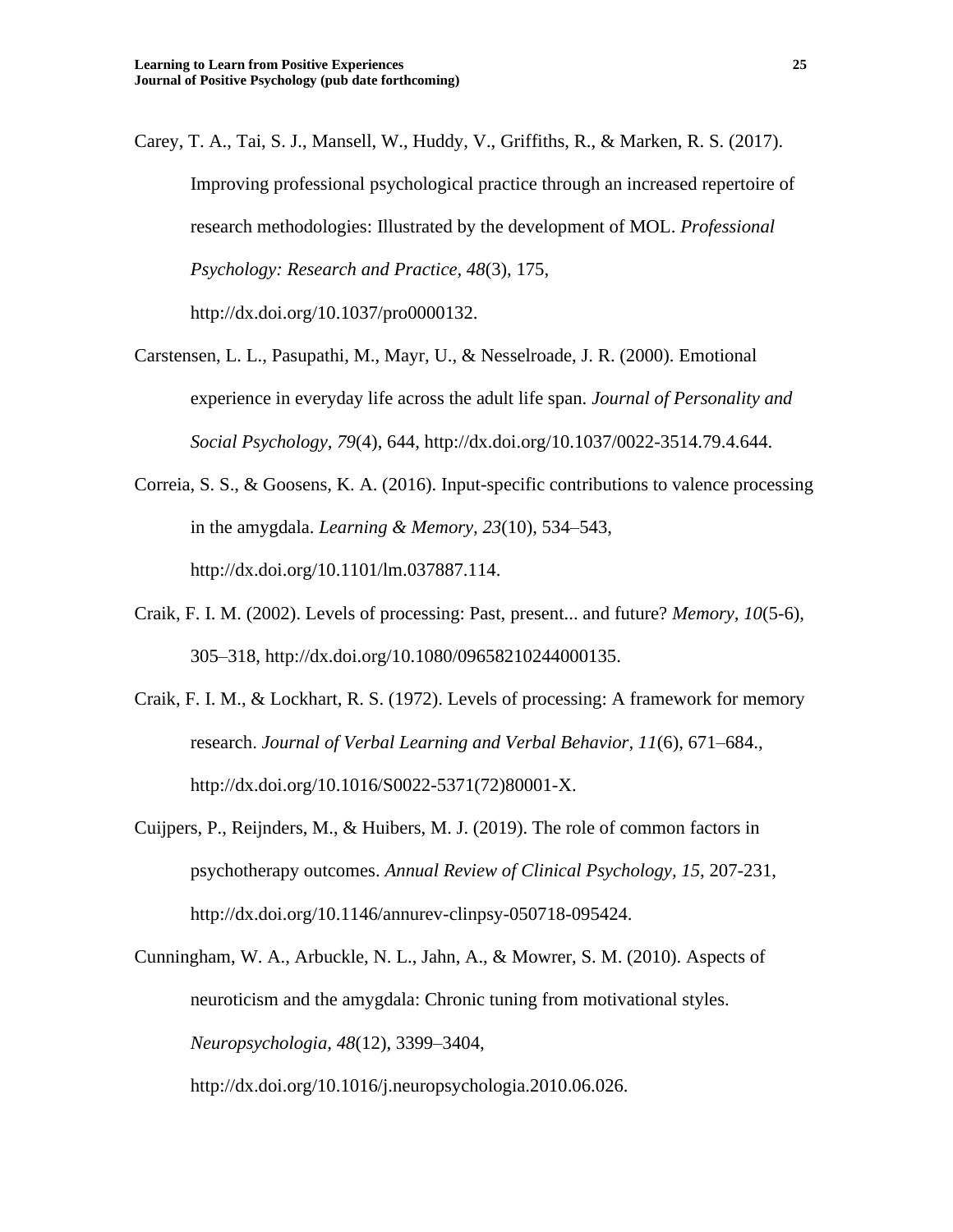Carey, T. A., Tai, S. J., Mansell, W., Huddy, V., Griffiths, R., & Marken, R. S. (2017). Improving professional psychological practice through an increased repertoire of research methodologies: Illustrated by the development of MOL. *Professional Psychology: Research and Practice, 48*(3), 175, http://dx.doi.org/10.1037/pro0000132.

Carstensen, L. L., Pasupathi, M., Mayr, U., & Nesselroade, J. R. (2000). Emotional experience in everyday life across the adult life span. *Journal of Personality and Social Psychology, 79*(4), 644, http://dx.doi.org/10.1037/0022-3514.79.4.644.

Correia, S. S., & Goosens, K. A. (2016). Input-specific contributions to valence processing in the amygdala. *Learning & Memory, 23*(10), 534–543, http://dx.doi.org/10.1101/lm.037887.114.

Craik, F. I. M. (2002). Levels of processing: Past, present... and future? *Memory, 10*(5-6), 305–318, http://dx.doi.org/10.1080/09658210244000135.

Craik, F. I. M., & Lockhart, R. S. (1972). Levels of processing: A framework for memory research. *Journal of Verbal Learning and Verbal Behavior, 11*(6), 671–684., http://dx.doi.org/10.1016/S0022-5371(72)80001-X.

Cuijpers, P., Reijnders, M., & Huibers, M. J. (2019). The role of common factors in psychotherapy outcomes. *Annual Review of Clinical Psychology, 15*, 207-231, http://dx.doi.org/10.1146/annurev-clinpsy-050718-095424.

Cunningham, W. A., Arbuckle, N. L., Jahn, A., & Mowrer, S. M. (2010). Aspects of neuroticism and the amygdala: Chronic tuning from motivational styles. *Neuropsychologia, 48*(12), 3399–3404, http://dx.doi.org/10.1016/j.neuropsychologia.2010.06.026.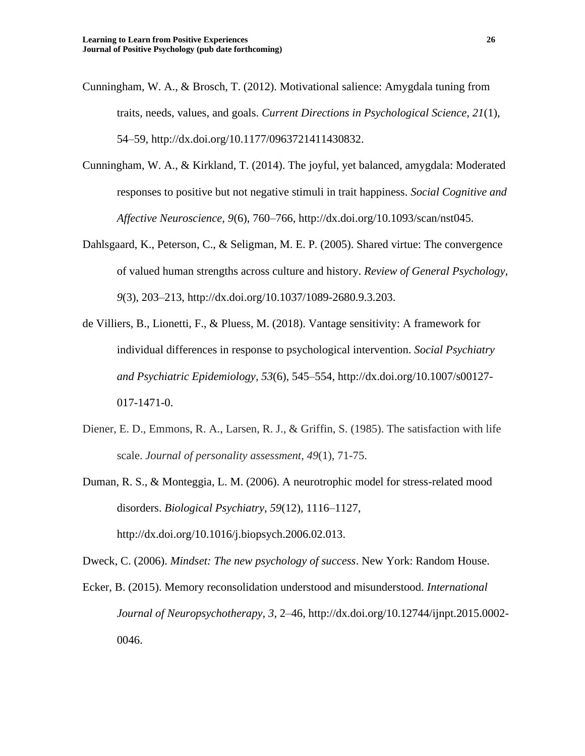Cunningham, W. A., & Brosch, T. (2012). Motivational salience: Amygdala tuning from traits, needs, values, and goals. *Current Directions in Psychological Science, 21*(1), 54–59, http://dx.doi.org/10.1177/0963721411430832.

Cunningham, W. A., & Kirkland, T. (2014). The joyful, yet balanced, amygdala: Moderated responses to positive but not negative stimuli in trait happiness. *Social Cognitive and Affective Neuroscience, 9*(6), 760–766, http://dx.doi.org/10.1093/scan/nst045.

Dahlsgaard, K., Peterson, C., & Seligman, M. E. P. (2005). Shared virtue: The convergence of valued human strengths across culture and history. *Review of General Psychology, 9*(3), 203–213, http://dx.doi.org/10.1037/1089-2680.9.3.203.

de Villiers, B., Lionetti, F., & Pluess, M. (2018). Vantage sensitivity: A framework for individual differences in response to psychological intervention. *Social Psychiatry and Psychiatric Epidemiology, 53*(6), 545–554, http://dx.doi.org/10.1007/s00127-017-1471-0.

Diener, E. D., Emmons, R. A., Larsen, R. J., & Griffin, S. (1985). The satisfaction with life scale. *Journal of personality assessment*, *49*(1), 71-75.

Duman, R. S., & Monteggia, L. M. (2006). A neurotrophic model for stress-related mood disorders. *Biological Psychiatry, 59*(12), 1116–1127, http://dx.doi.org/10.1016/j.biopsych.2006.02.013.

Dweck, C. (2006). *Mindset: The new psychology of success*. New York: Random House.

Ecker, B. (2015). Memory reconsolidation understood and misunderstood. *International Journal of Neuropsychotherapy, 3*, 2–46, http://dx.doi.org/10.12744/ijnpt.2015.0002-0046.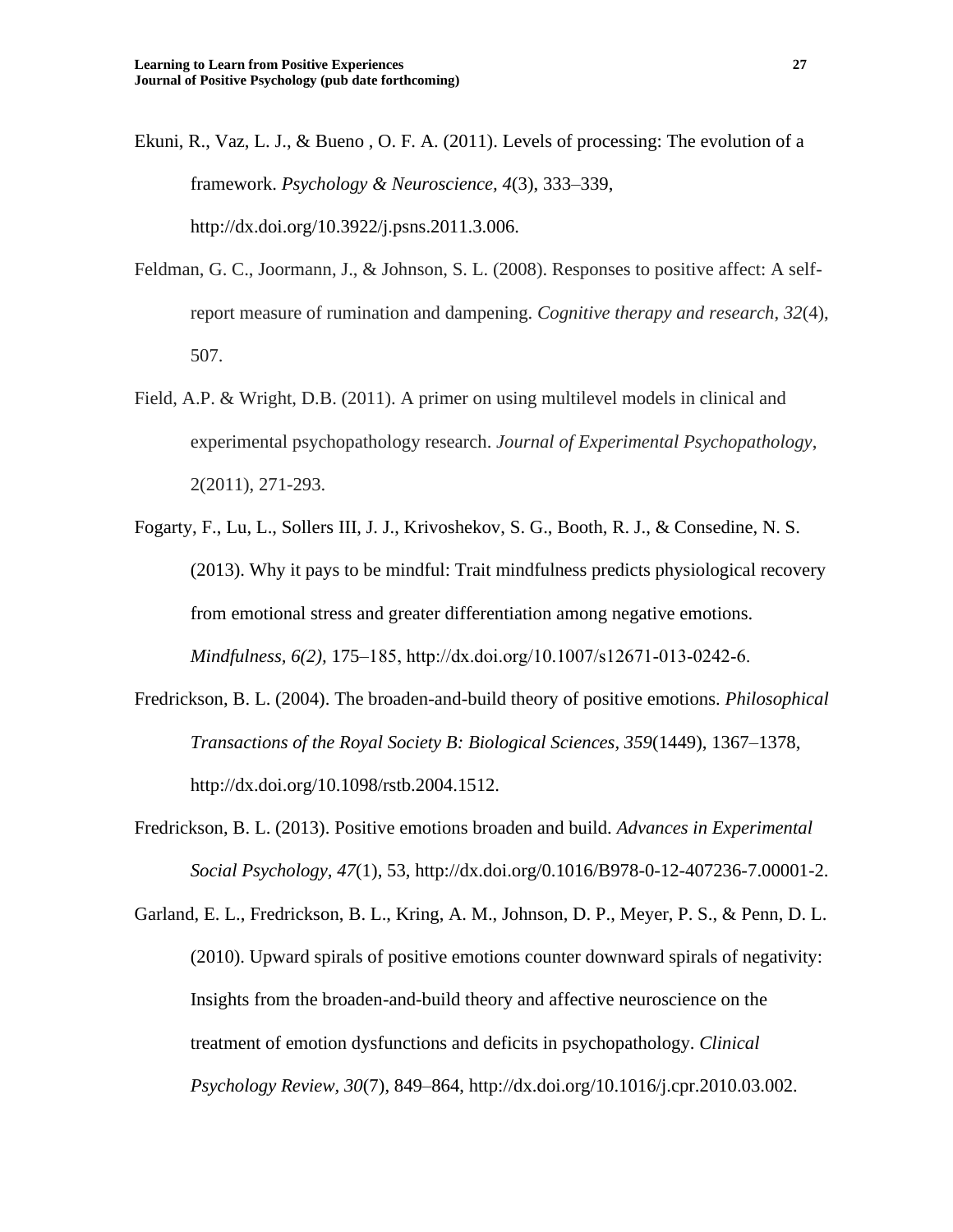Ekuni, R., Vaz, L. J., & Bueno , O. F. A. (2011). Levels of processing: The evolution of a framework. *Psychology & Neuroscience, 4*(3), 333–339, http://dx.doi.org/10.3922/j.psns.2011.3.006.

Feldman, G. C., Joormann, J., & Johnson, S. L. (2008). Responses to positive affect: A self-report measure of rumination and dampening. *Cognitive therapy and research*, *32*(4), 507.

Field, A.P. & Wright, D.B. (2011). A primer on using multilevel models in clinical and experimental psychopathology research. *Journal of Experimental Psychopathology*, 2(2011), 271-293.

Fogarty, F., Lu, L., Sollers III, J. J., Krivoshekov, S. G., Booth, R. J., & Consedine, N. S. (2013). Why it pays to be mindful: Trait mindfulness predicts physiological recovery from emotional stress and greater differentiation among negative emotions. *Mindfulness, 6(2)*, 175–185, http://dx.doi.org/10.1007/s12671-013-0242-6.

Fredrickson, B. L. (2004). The broaden-and-build theory of positive emotions. *Philosophical Transactions of the Royal Society B: Biological Sciences, 359*(1449), 1367–1378, http://dx.doi.org/10.1098/rstb.2004.1512.

Fredrickson, B. L. (2013). Positive emotions broaden and build. *Advances in Experimental Social Psychology, 47*(1), 53, http://dx.doi.org/0.1016/B978-0-12-407236-7.00001-2.

Garland, E. L., Fredrickson, B. L., Kring, A. M., Johnson, D. P., Meyer, P. S., & Penn, D. L. (2010). Upward spirals of positive emotions counter downward spirals of negativity: Insights from the broaden-and-build theory and affective neuroscience on the treatment of emotion dysfunctions and deficits in psychopathology. *Clinical Psychology Review, 30*(7), 849–864, http://dx.doi.org/10.1016/j.cpr.2010.03.002.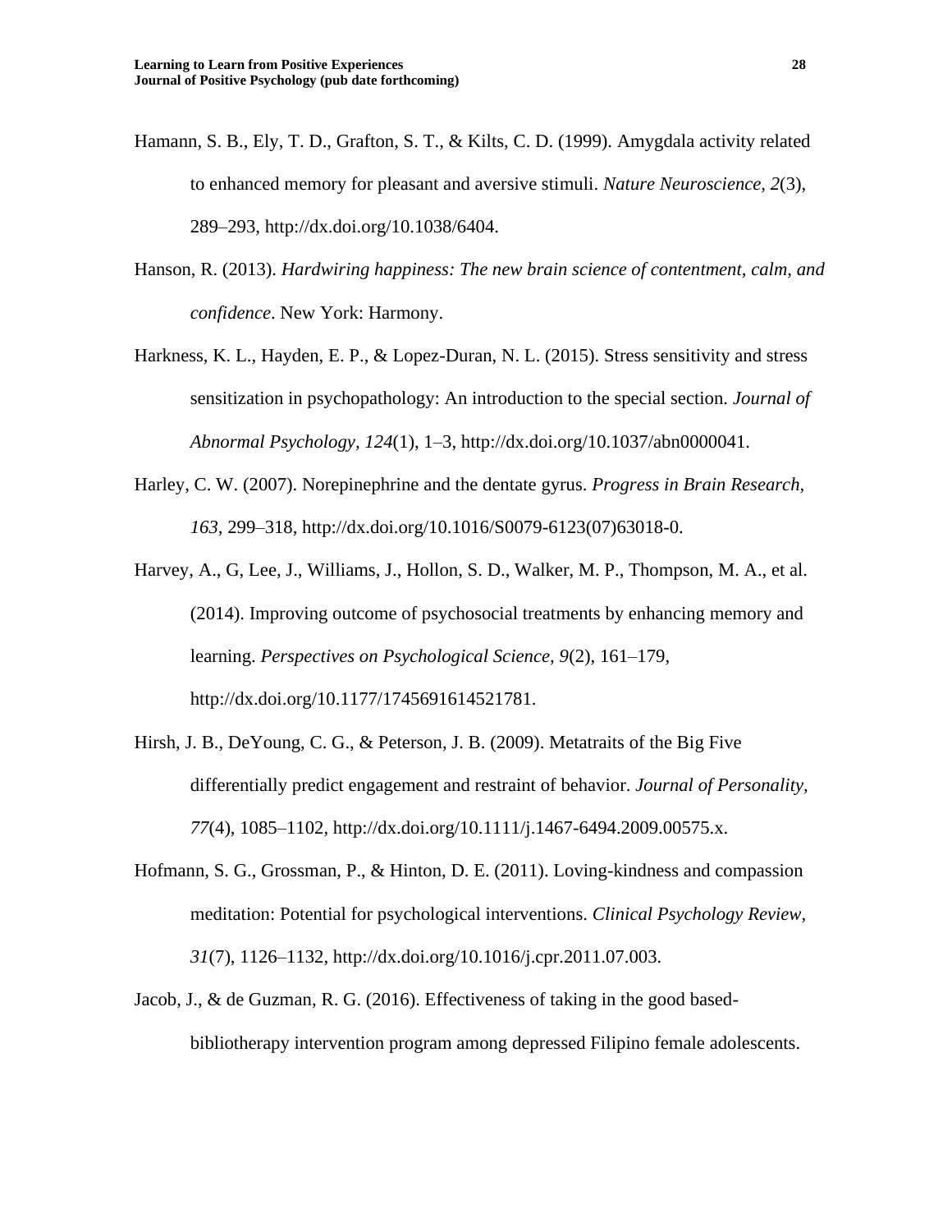Hamann, S. B., Ely, T. D., Grafton, S. T., & Kilts, C. D. (1999). Amygdala activity related to enhanced memory for pleasant and aversive stimuli. *Nature Neuroscience, 2*(3), 289–293, http://dx.doi.org/10.1038/6404.

Hanson, R. (2013). *Hardwiring happiness: The new brain science of contentment, calm, and confidence*. New York: Harmony.

Harkness, K. L., Hayden, E. P., & Lopez-Duran, N. L. (2015). Stress sensitivity and stress sensitization in psychopathology: An introduction to the special section. *Journal of Abnormal Psychology, 124*(1), 1–3, http://dx.doi.org/10.1037/abn0000041.

Harley, C. W. (2007). Norepinephrine and the dentate gyrus. *Progress in Brain Research, 163*, 299–318, http://dx.doi.org/10.1016/S0079-6123(07)63018-0.

Harvey, A., G, Lee, J., Williams, J., Hollon, S. D., Walker, M. P., Thompson, M. A., et al. (2014). Improving outcome of psychosocial treatments by enhancing memory and learning. *Perspectives on Psychological Science, 9*(2), 161–179, http://dx.doi.org/10.1177/1745691614521781.

Hirsh, J. B., DeYoung, C. G., & Peterson, J. B. (2009). Metatraits of the Big Five differentially predict engagement and restraint of behavior. *Journal of Personality, 77*(4), 1085–1102, http://dx.doi.org/10.1111/j.1467-6494.2009.00575.x.

Hofmann, S. G., Grossman, P., & Hinton, D. E. (2011). Loving-kindness and compassion meditation: Potential for psychological interventions. *Clinical Psychology Review, 31*(7), 1126–1132, http://dx.doi.org/10.1016/j.cpr.2011.07.003.

Jacob, J., & de Guzman, R. G. (2016). Effectiveness of taking in the good based-bibliotherapy intervention program among depressed Filipino female adolescents.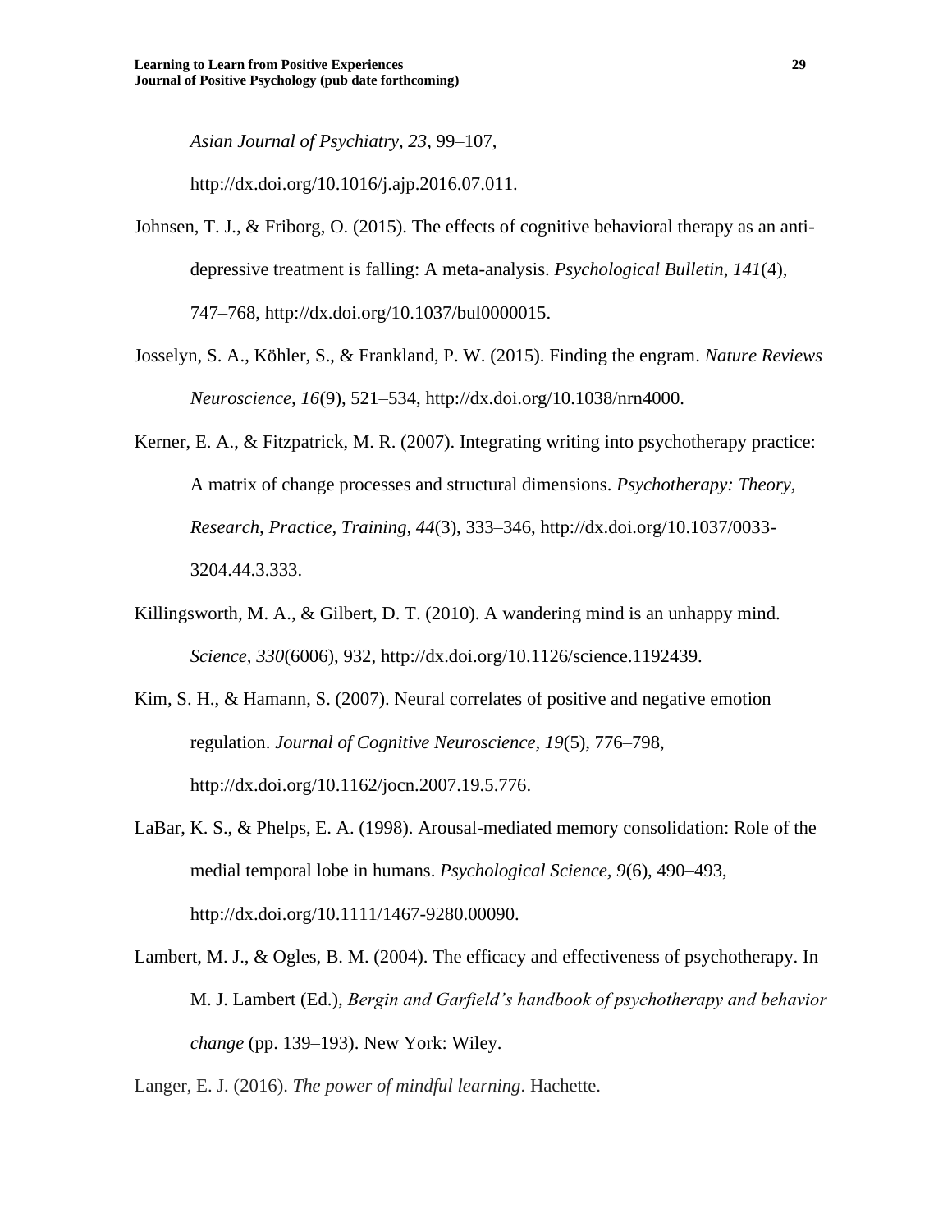*Asian Journal of Psychiatry, 23*, 99–107, http://dx.doi.org/10.1016/j.ajp.2016.07.011.

Johnsen, T. J., & Friborg, O. (2015). The effects of cognitive behavioral therapy as an anti-depressive treatment is falling: A meta-analysis. *Psychological Bulletin, 141*(4), 747–768, http://dx.doi.org/10.1037/bul0000015.

Josselyn, S. A., Köhler, S., & Frankland, P. W. (2015). Finding the engram. *Nature Reviews Neuroscience, 16*(9), 521–534, http://dx.doi.org/10.1038/nrn4000.

Kerner, E. A., & Fitzpatrick, M. R. (2007). Integrating writing into psychotherapy practice: A matrix of change processes and structural dimensions. *Psychotherapy: Theory, Research, Practice, Training, 44*(3), 333–346, http://dx.doi.org/10.1037/0033-3204.44.3.333.

Killingsworth, M. A., & Gilbert, D. T. (2010). A wandering mind is an unhappy mind. *Science, 330*(6006), 932, http://dx.doi.org/10.1126/science.1192439.

Kim, S. H., & Hamann, S. (2007). Neural correlates of positive and negative emotion regulation. *Journal of Cognitive Neuroscience, 19*(5), 776–798, http://dx.doi.org/10.1162/jocn.2007.19.5.776.

LaBar, K. S., & Phelps, E. A. (1998). Arousal-mediated memory consolidation: Role of the medial temporal lobe in humans. *Psychological Science, 9*(6), 490–493, http://dx.doi.org/10.1111/1467-9280.00090.

Lambert, M. J., & Ogles, B. M. (2004). The efficacy and effectiveness of psychotherapy. In M. J. Lambert (Ed.), *Bergin and Garfield's handbook of psychotherapy and behavior change* (pp. 139–193). New York: Wiley.

Langer, E. J. (2016). *The power of mindful learning*. Hachette.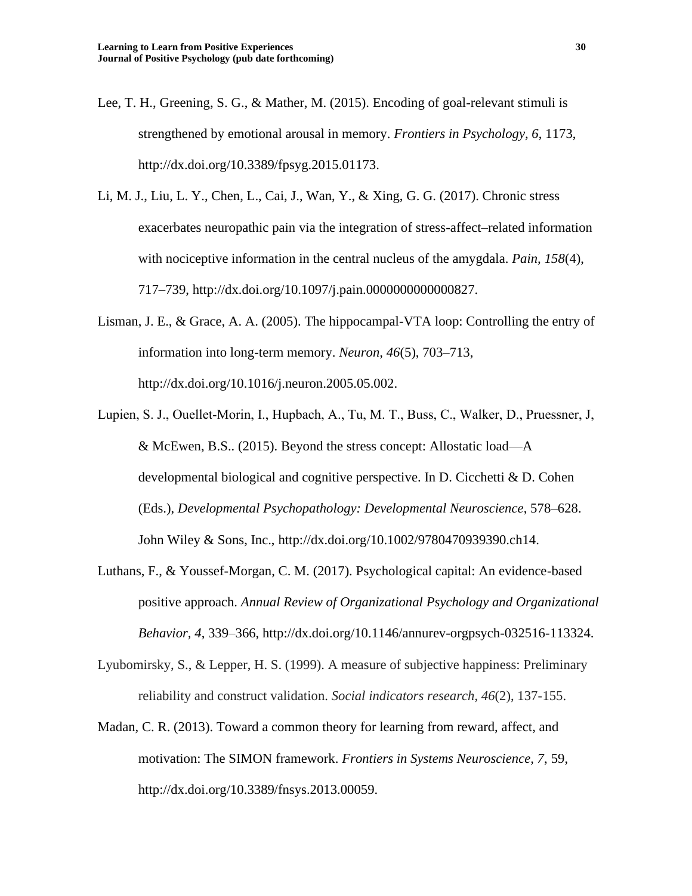Lee, T. H., Greening, S. G., & Mather, M. (2015). Encoding of goal-relevant stimuli is strengthened by emotional arousal in memory. *Frontiers in Psychology, 6*, 1173, http://dx.doi.org/10.3389/fpsyg.2015.01173.

Li, M. J., Liu, L. Y., Chen, L., Cai, J., Wan, Y., & Xing, G. G. (2017). Chronic stress exacerbates neuropathic pain via the integration of stress-affect–related information with nociceptive information in the central nucleus of the amygdala. *Pain, 158*(4), 717–739, http://dx.doi.org/10.1097/j.pain.0000000000000827.

Lisman, J. E., & Grace, A. A. (2005). The hippocampal-VTA loop: Controlling the entry of information into long-term memory. *Neuron, 46*(5), 703–713, http://dx.doi.org/10.1016/j.neuron.2005.05.002.

Lupien, S. J., Ouellet-Morin, I., Hupbach, A., Tu, M. T., Buss, C., Walker, D., Pruessner, J, & McEwen, B.S.. (2015). Beyond the stress concept: Allostatic load—A developmental biological and cognitive perspective. In D. Cicchetti & D. Cohen (Eds.), *Developmental Psychopathology: Developmental Neuroscience*, 578–628. John Wiley & Sons, Inc., http://dx.doi.org/10.1002/9780470939390.ch14.

Luthans, F., & Youssef-Morgan, C. M. (2017). Psychological capital: An evidence-based positive approach. *Annual Review of Organizational Psychology and Organizational Behavior, 4*, 339–366, http://dx.doi.org/10.1146/annurev-orgpsych-032516-113324.

Lyubomirsky, S., & Lepper, H. S. (1999). A measure of subjective happiness: Preliminary reliability and construct validation. *Social indicators research, 46*(2), 137-155.

Madan, C. R. (2013). Toward a common theory for learning from reward, affect, and motivation: The SIMON framework. *Frontiers in Systems Neuroscience, 7*, 59, http://dx.doi.org/10.3389/fnsys.2013.00059.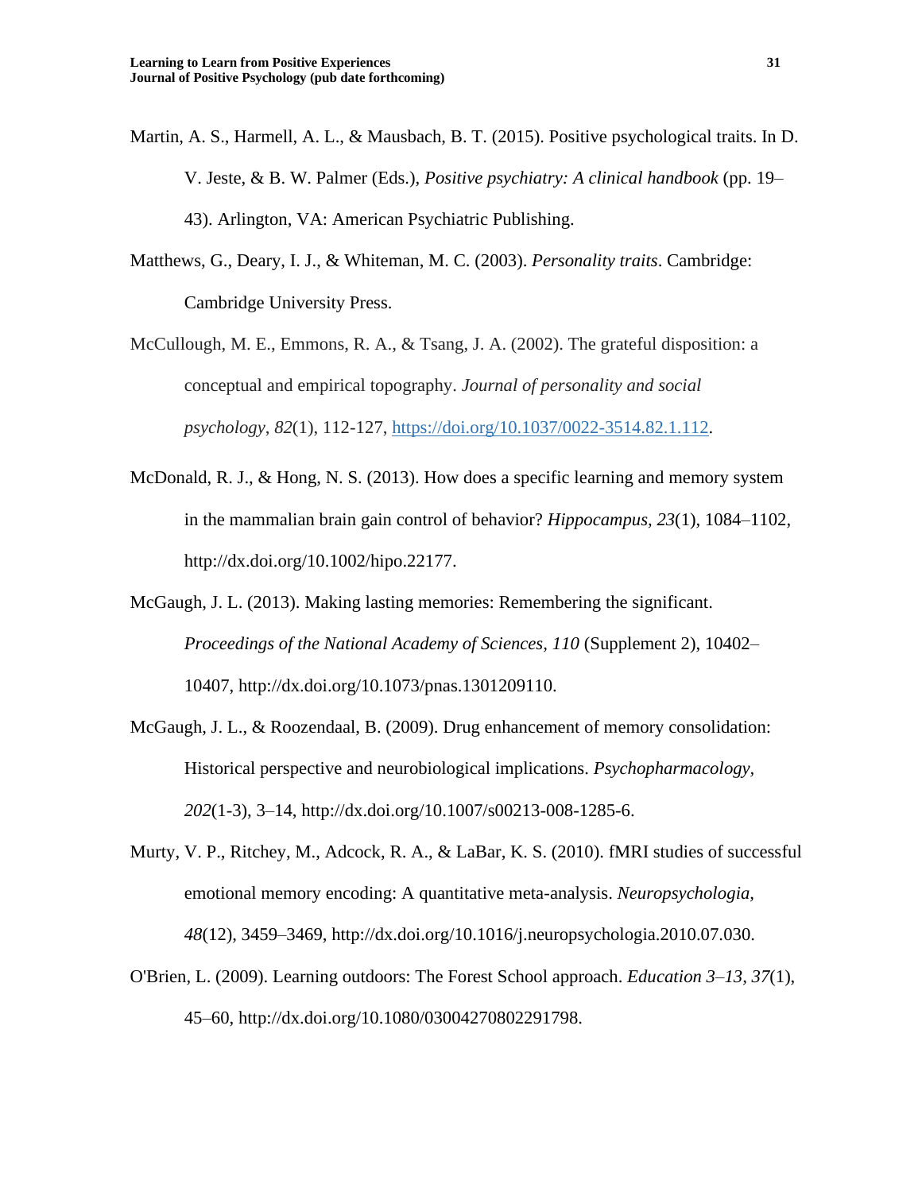Martin, A. S., Harmell, A. L., & Mausbach, B. T. (2015). Positive psychological traits. In D. V. Jeste, & B. W. Palmer (Eds.), *Positive psychiatry: A clinical handbook* (pp. 19–43). Arlington, VA: American Psychiatric Publishing.

Matthews, G., Deary, I. J., & Whiteman, M. C. (2003). *Personality traits*. Cambridge: Cambridge University Press.

McCullough, M. E., Emmons, R. A., & Tsang, J. A. (2002). The grateful disposition: a conceptual and empirical topography. *Journal of personality and social psychology*, *82*(1), 112-127, https://doi.org/10.1037/0022-3514.82.1.112.

McDonald, R. J., & Hong, N. S. (2013). How does a specific learning and memory system in the mammalian brain gain control of behavior? *Hippocampus*, *23*(1), 1084–1102, http://dx.doi.org/10.1002/hipo.22177.

McGaugh, J. L. (2013). Making lasting memories: Remembering the significant. *Proceedings of the National Academy of Sciences, 110* (Supplement 2), 10402–10407, http://dx.doi.org/10.1073/pnas.1301209110.

McGaugh, J. L., & Roozendaal, B. (2009). Drug enhancement of memory consolidation: Historical perspective and neurobiological implications. *Psychopharmacology*, *202*(1-3), 3–14, http://dx.doi.org/10.1007/s00213-008-1285-6.

Murty, V. P., Ritchey, M., Adcock, R. A., & LaBar, K. S. (2010). fMRI studies of successful emotional memory encoding: A quantitative meta-analysis. *Neuropsychologia, 48*(12), 3459–3469, http://dx.doi.org/10.1016/j.neuropsychologia.2010.07.030.

O'Brien, L. (2009). Learning outdoors: The Forest School approach. *Education 3–13*, *37*(1), 45–60, http://dx.doi.org/10.1080/03004270802291798.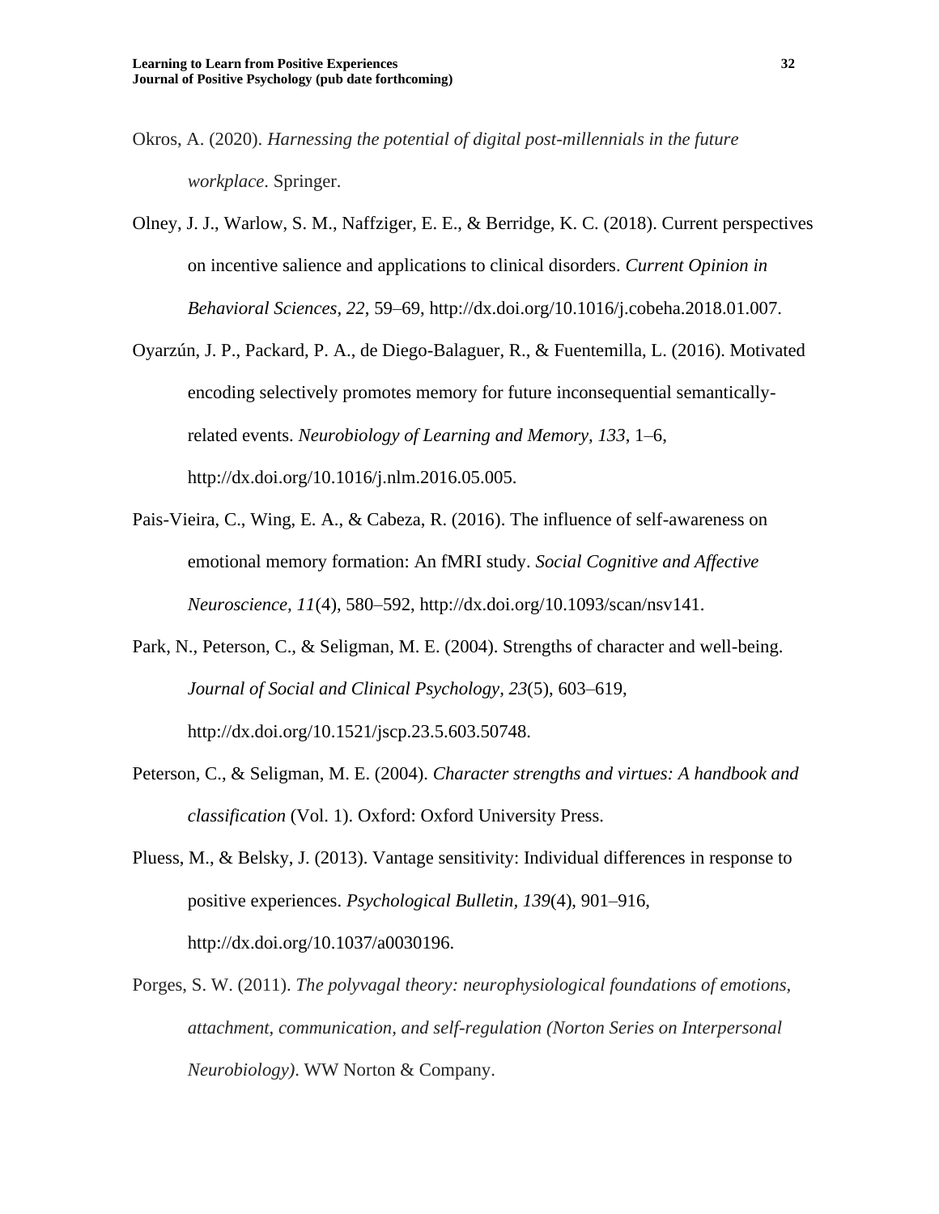Okros, A. (2020). *Harnessing the potential of digital post-millennials in the future workplace*. Springer.

Olney, J. J., Warlow, S. M., Naffziger, E. E., & Berridge, K. C. (2018). Current perspectives on incentive salience and applications to clinical disorders. *Current Opinion in Behavioral Sciences, 22*, 59–69, http://dx.doi.org/10.1016/j.cobeha.2018.01.007.

Oyarzún, J. P., Packard, P. A., de Diego-Balaguer, R., & Fuentemilla, L. (2016). Motivated encoding selectively promotes memory for future inconsequential semantically-related events. *Neurobiology of Learning and Memory, 133*, 1–6, http://dx.doi.org/10.1016/j.nlm.2016.05.005.

Pais-Vieira, C., Wing, E. A., & Cabeza, R. (2016). The influence of self-awareness on emotional memory formation: An fMRI study. *Social Cognitive and Affective Neuroscience, 11*(4), 580–592, http://dx.doi.org/10.1093/scan/nsv141.

Park, N., Peterson, C., & Seligman, M. E. (2004). Strengths of character and well-being. *Journal of Social and Clinical Psychology, 23*(5), 603–619, http://dx.doi.org/10.1521/jscp.23.5.603.50748.

Peterson, C., & Seligman, M. E. (2004). *Character strengths and virtues: A handbook and classification* (Vol. 1). Oxford: Oxford University Press.

Pluess, M., & Belsky, J. (2013). Vantage sensitivity: Individual differences in response to positive experiences. *Psychological Bulletin, 139*(4), 901–916, http://dx.doi.org/10.1037/a0030196.

Porges, S. W. (2011). *The polyvagal theory: neurophysiological foundations of emotions, attachment, communication, and self-regulation (Norton Series on Interpersonal Neurobiology)*. WW Norton & Company.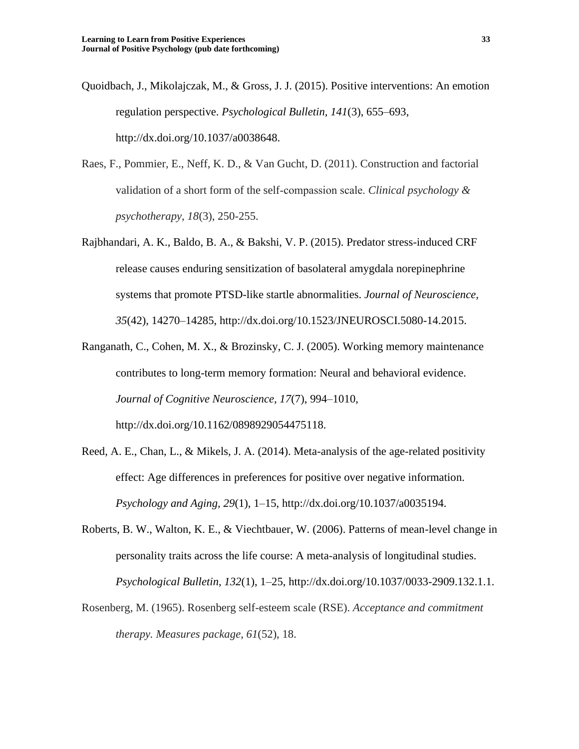Quoidbach, J., Mikolajczak, M., & Gross, J. J. (2015). Positive interventions: An emotion regulation perspective. *Psychological Bulletin*, *141*(3), 655–693, http://dx.doi.org/10.1037/a0038648.

Raes, F., Pommier, E., Neff, K. D., & Van Gucht, D. (2011). Construction and factorial validation of a short form of the self-compassion scale. *Clinical psychology & psychotherapy*, *18*(3), 250-255.

Rajbhandari, A. K., Baldo, B. A., & Bakshi, V. P. (2015). Predator stress-induced CRF release causes enduring sensitization of basolateral amygdala norepinephrine systems that promote PTSD-like startle abnormalities. *Journal of Neuroscience, 35*(42), 14270–14285, http://dx.doi.org/10.1523/JNEUROSCI.5080-14.2015.

Ranganath, C., Cohen, M. X., & Brozinsky, C. J. (2005). Working memory maintenance contributes to long-term memory formation: Neural and behavioral evidence. *Journal of Cognitive Neuroscience, 17*(7), 994–1010, http://dx.doi.org/10.1162/0898929054475118.

Reed, A. E., Chan, L., & Mikels, J. A. (2014). Meta-analysis of the age-related positivity effect: Age differences in preferences for positive over negative information. *Psychology and Aging, 29*(1), 1–15, http://dx.doi.org/10.1037/a0035194.

Roberts, B. W., Walton, K. E., & Viechtbauer, W. (2006). Patterns of mean-level change in personality traits across the life course: A meta-analysis of longitudinal studies. *Psychological Bulletin, 132*(1), 1–25, http://dx.doi.org/10.1037/0033-2909.132.1.1.

Rosenberg, M. (1965). Rosenberg self-esteem scale (RSE). *Acceptance and commitment therapy. Measures package*, *61*(52), 18.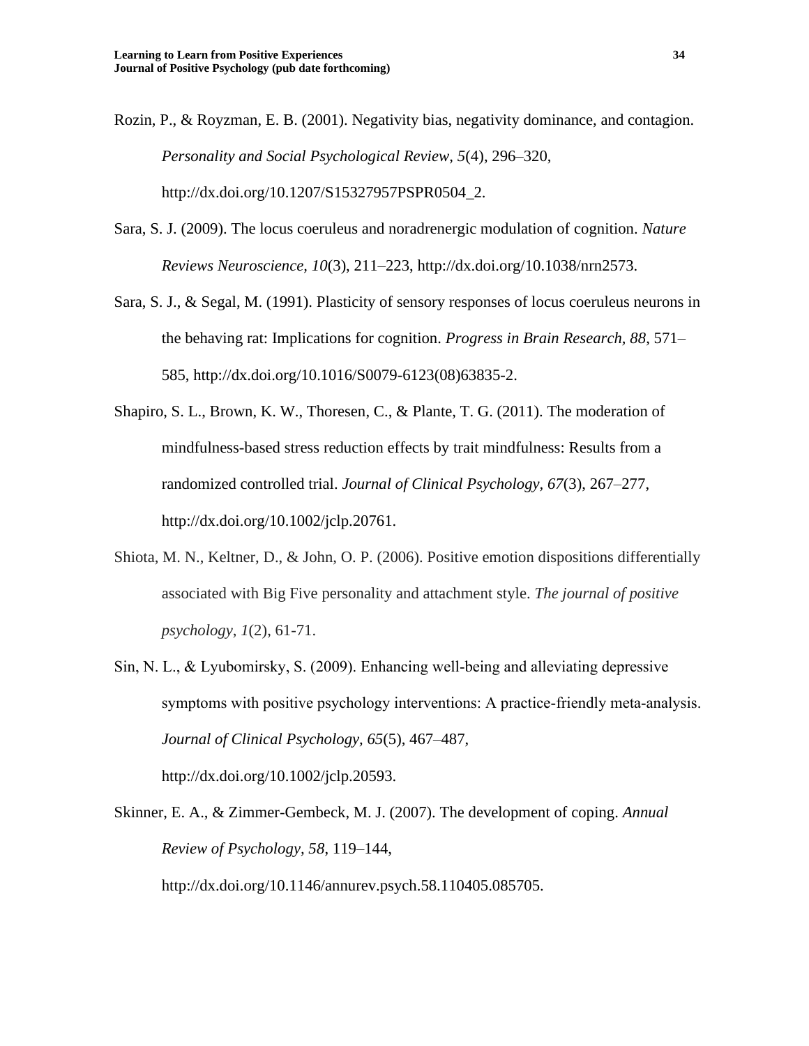Rozin, P., & Royzman, E. B. (2001). Negativity bias, negativity dominance, and contagion. *Personality and Social Psychological Review, 5*(4), 296–320, http://dx.doi.org/10.1207/S15327957PSPR0504_2.

Sara, S. J. (2009). The locus coeruleus and noradrenergic modulation of cognition. *Nature Reviews Neuroscience, 10*(3), 211–223, http://dx.doi.org/10.1038/nrn2573.

Sara, S. J., & Segal, M. (1991). Plasticity of sensory responses of locus coeruleus neurons in the behaving rat: Implications for cognition. *Progress in Brain Research, 88*, 571–585, http://dx.doi.org/10.1016/S0079-6123(08)63835-2.

Shapiro, S. L., Brown, K. W., Thoresen, C., & Plante, T. G. (2011). The moderation of mindfulness-based stress reduction effects by trait mindfulness: Results from a randomized controlled trial. *Journal of Clinical Psychology, 67*(3), 267–277, http://dx.doi.org/10.1002/jclp.20761.

Shiota, M. N., Keltner, D., & John, O. P. (2006). Positive emotion dispositions differentially associated with Big Five personality and attachment style. *The journal of positive psychology, 1*(2), 61-71.

Sin, N. L., & Lyubomirsky, S. (2009). Enhancing well-being and alleviating depressive symptoms with positive psychology interventions: A practice-friendly meta-analysis. *Journal of Clinical Psychology, 65*(5), 467–487, http://dx.doi.org/10.1002/jclp.20593.

Skinner, E. A., & Zimmer-Gembeck, M. J. (2007). The development of coping. *Annual Review of Psychology, 58*, 119–144, http://dx.doi.org/10.1146/annurev.psych.58.110405.085705.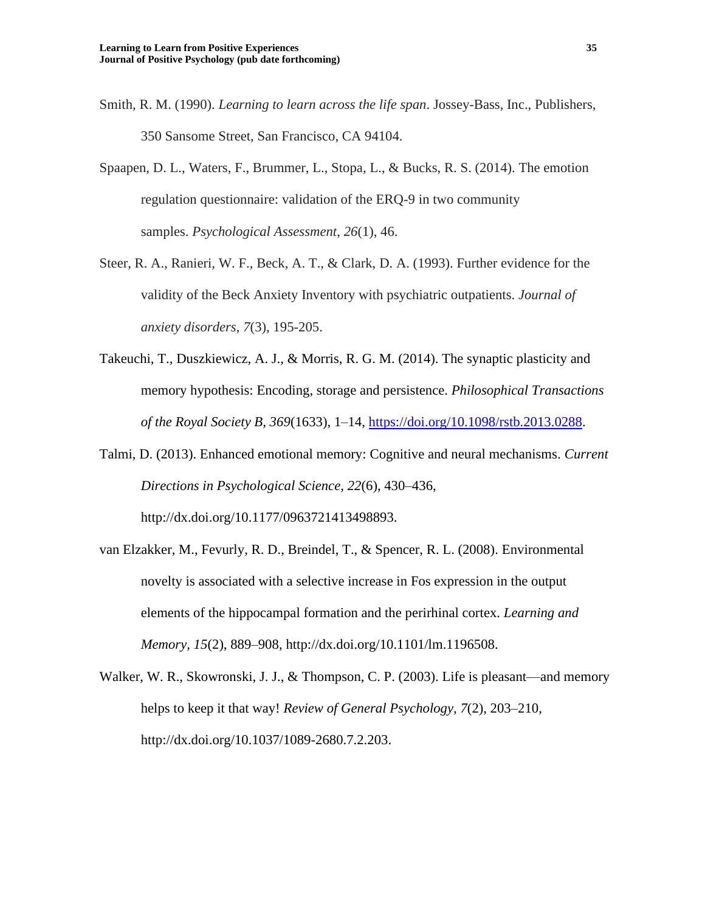Smith, R. M. (1990). *Learning to learn across the life span*. Jossey-Bass, Inc., Publishers, 350 Sansome Street, San Francisco, CA 94104.

Spaapen, D. L., Waters, F., Brummer, L., Stopa, L., & Bucks, R. S. (2014). The emotion regulation questionnaire: validation of the ERQ-9 in two community samples. *Psychological Assessment*, *26*(1), 46.

Steer, R. A., Ranieri, W. F., Beck, A. T., & Clark, D. A. (1993). Further evidence for the validity of the Beck Anxiety Inventory with psychiatric outpatients. *Journal of anxiety disorders*, *7*(3), 195-205.

Takeuchi, T., Duszkiewicz, A. J., & Morris, R. G. M. (2014). The synaptic plasticity and memory hypothesis: Encoding, storage and persistence. *Philosophical Transactions of the Royal Society B, 369*(1633), 1–14, https://doi.org/10.1098/rstb.2013.0288.

Talmi, D. (2013). Enhanced emotional memory: Cognitive and neural mechanisms. *Current Directions in Psychological Science, 22*(6), 430–436, http://dx.doi.org/10.1177/0963721413498893.

van Elzakker, M., Fevurly, R. D., Breindel, T., & Spencer, R. L. (2008). Environmental novelty is associated with a selective increase in Fos expression in the output elements of the hippocampal formation and the perirhinal cortex. *Learning and Memory, 15*(2), 889–908, http://dx.doi.org/10.1101/lm.1196508.

Walker, W. R., Skowronski, J. J., & Thompson, C. P. (2003). Life is pleasant—and memory helps to keep it that way! *Review of General Psychology, 7*(2), 203–210, http://dx.doi.org/10.1037/1089-2680.7.2.203.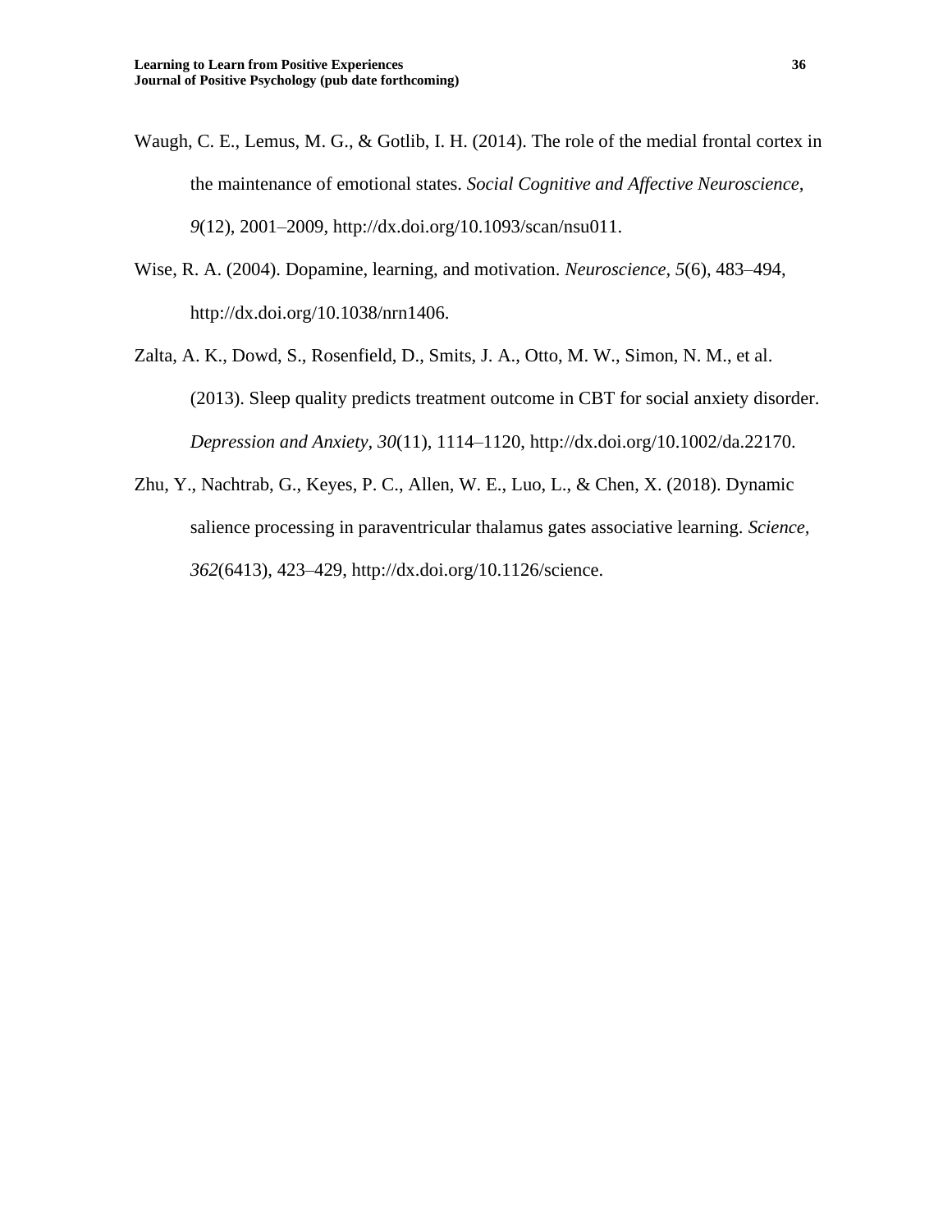Waugh, C. E., Lemus, M. G., & Gotlib, I. H. (2014). The role of the medial frontal cortex in the maintenance of emotional states. *Social Cognitive and Affective Neuroscience*, *9*(12), 2001–2009, http://dx.doi.org/10.1093/scan/nsu011.

Wise, R. A. (2004). Dopamine, learning, and motivation. *Neuroscience*, *5*(6), 483–494, http://dx.doi.org/10.1038/nrn1406.

Zalta, A. K., Dowd, S., Rosenfield, D., Smits, J. A., Otto, M. W., Simon, N. M., et al. (2013). Sleep quality predicts treatment outcome in CBT for social anxiety disorder. *Depression and Anxiety, 30*(11), 1114–1120, http://dx.doi.org/10.1002/da.22170.

Zhu, Y., Nachtrab, G., Keyes, P. C., Allen, W. E., Luo, L., & Chen, X. (2018). Dynamic salience processing in paraventricular thalamus gates associative learning. *Science, 362*(6413), 423–429, http://dx.doi.org/10.1126/science.